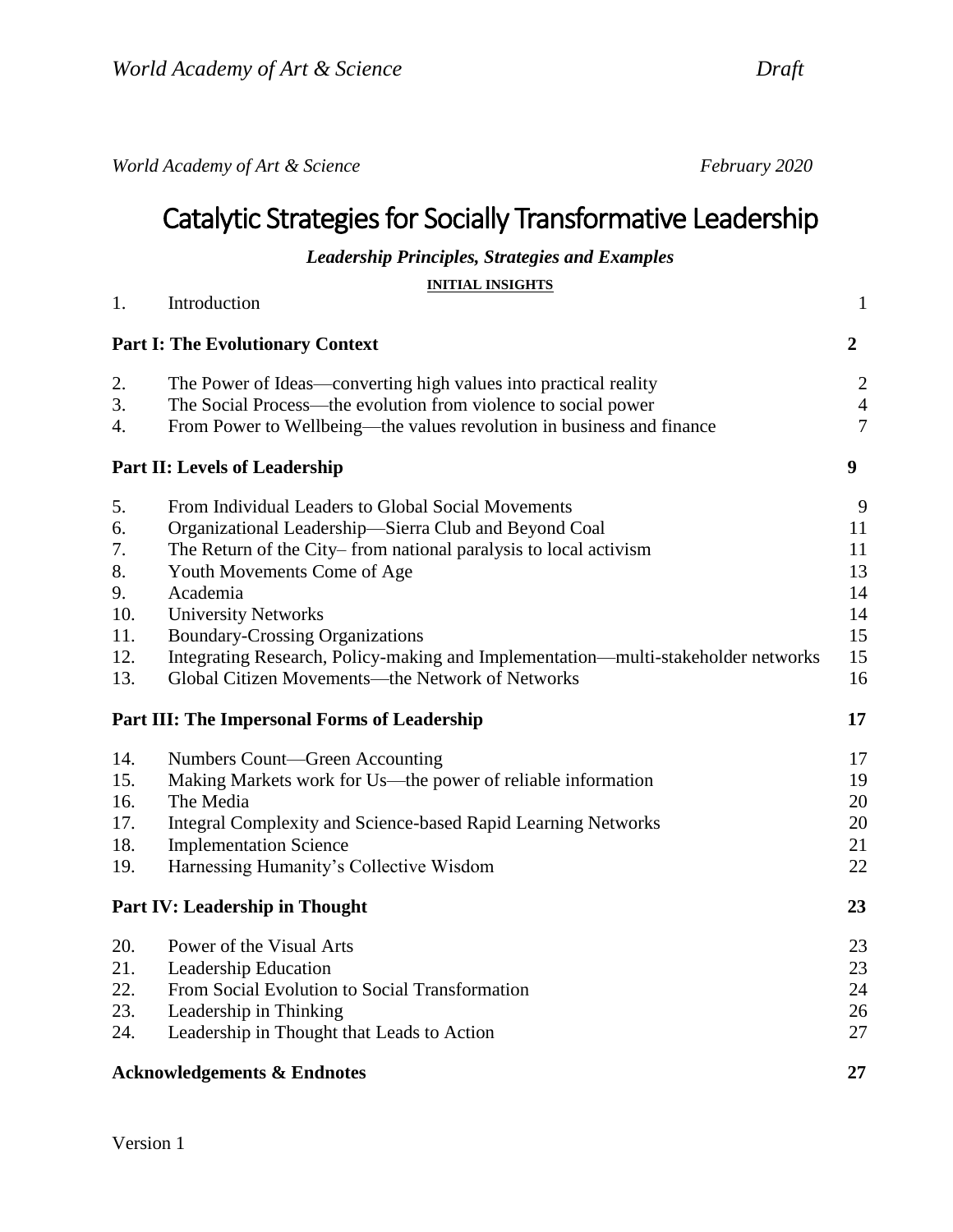*World Academy of Art & Science* *February 2020*

# Catalytic Strategies for Socially Transformative Leadership

***Leadership Principles, Strategies and Examples***

**INITIAL INSIGHTS**

| | | |
|---|---|---|
| 1. | Introduction | 1 |
| **Part I: The Evolutionary Context** | | **2** |
| 2. | The Power of Ideas—converting high values into practical reality | 2 |
| 3. | The Social Process—the evolution from violence to social power | 4 |
| 4. | From Power to Wellbeing—the values revolution in business and finance | 7 |
| **Part II: Levels of Leadership** | | **9** |
| 5. | From Individual Leaders to Global Social Movements | 9 |
| 6. | Organizational Leadership—Sierra Club and Beyond Coal | 11 |
| 7. | The Return of the City– from national paralysis to local activism | 11 |
| 8. | Youth Movements Come of Age | 13 |
| 9. | Academia | 14 |
| 10. | University Networks | 14 |
| 11. | Boundary-Crossing Organizations | 15 |
| 12. | Integrating Research, Policy-making and Implementation—multi-stakeholder networks | 15 |
| 13. | Global Citizen Movements—the Network of Networks | 16 |
| **Part III: The Impersonal Forms of Leadership** | | **17** |
| 14. | Numbers Count—Green Accounting | 17 |
| 15. | Making Markets work for Us—the power of reliable information | 19 |
| 16. | The Media | 20 |
| 17. | Integral Complexity and Science-based Rapid Learning Networks | 20 |
| 18. | Implementation Science | 21 |
| 19. | Harnessing Humanity's Collective Wisdom | 22 |
| **Part IV: Leadership in Thought** | | **23** |
| 20. | Power of the Visual Arts | 23 |
| 21. | Leadership Education | 23 |
| 22. | From Social Evolution to Social Transformation | 24 |
| 23. | Leadership in Thinking | 26 |
| 24. | Leadership in Thought that Leads to Action | 27 |
| **Acknowledgements & Endnotes** | | **27** |

Version 1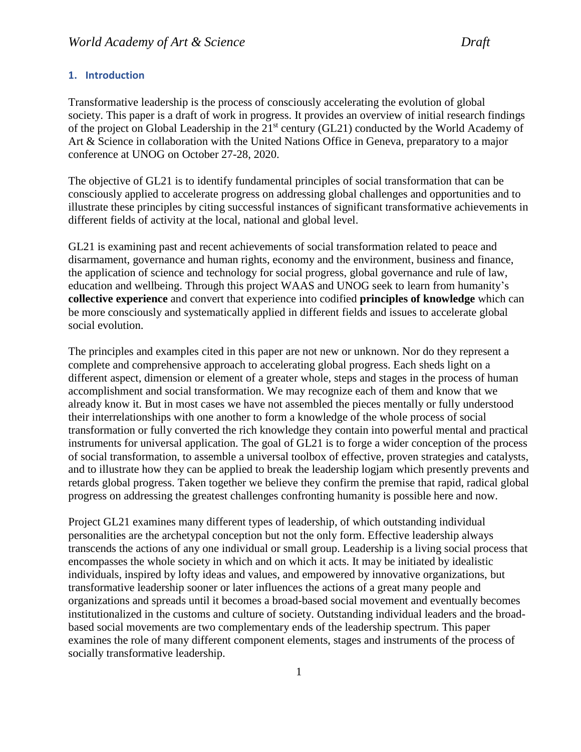## 1. Introduction

Transformative leadership is the process of consciously accelerating the evolution of global society. This paper is a draft of work in progress. It provides an overview of initial research findings of the project on Global Leadership in the 21st century (GL21) conducted by the World Academy of Art & Science in collaboration with the United Nations Office in Geneva, preparatory to a major conference at UNOG on October 27-28, 2020.

The objective of GL21 is to identify fundamental principles of social transformation that can be consciously applied to accelerate progress on addressing global challenges and opportunities and to illustrate these principles by citing successful instances of significant transformative achievements in different fields of activity at the local, national and global level.

GL21 is examining past and recent achievements of social transformation related to peace and disarmament, governance and human rights, economy and the environment, business and finance, the application of science and technology for social progress, global governance and rule of law, education and wellbeing. Through this project WAAS and UNOG seek to learn from humanity's **collective experience** and convert that experience into codified **principles of knowledge** which can be more consciously and systematically applied in different fields and issues to accelerate global social evolution.

The principles and examples cited in this paper are not new or unknown. Nor do they represent a complete and comprehensive approach to accelerating global progress. Each sheds light on a different aspect, dimension or element of a greater whole, steps and stages in the process of human accomplishment and social transformation. We may recognize each of them and know that we already know it. But in most cases we have not assembled the pieces mentally or fully understood their interrelationships with one another to form a knowledge of the whole process of social transformation or fully converted the rich knowledge they contain into powerful mental and practical instruments for universal application. The goal of GL21 is to forge a wider conception of the process of social transformation, to assemble a universal toolbox of effective, proven strategies and catalysts, and to illustrate how they can be applied to break the leadership logjam which presently prevents and retards global progress. Taken together we believe they confirm the premise that rapid, radical global progress on addressing the greatest challenges confronting humanity is possible here and now.

Project GL21 examines many different types of leadership, of which outstanding individual personalities are the archetypal conception but not the only form. Effective leadership always transcends the actions of any one individual or small group. Leadership is a living social process that encompasses the whole society in which and on which it acts. It may be initiated by idealistic individuals, inspired by lofty ideas and values, and empowered by innovative organizations, but transformative leadership sooner or later influences the actions of a great many people and organizations and spreads until it becomes a broad-based social movement and eventually becomes institutionalized in the customs and culture of society. Outstanding individual leaders and the broad-based social movements are two complementary ends of the leadership spectrum. This paper examines the role of many different component elements, stages and instruments of the process of socially transformative leadership.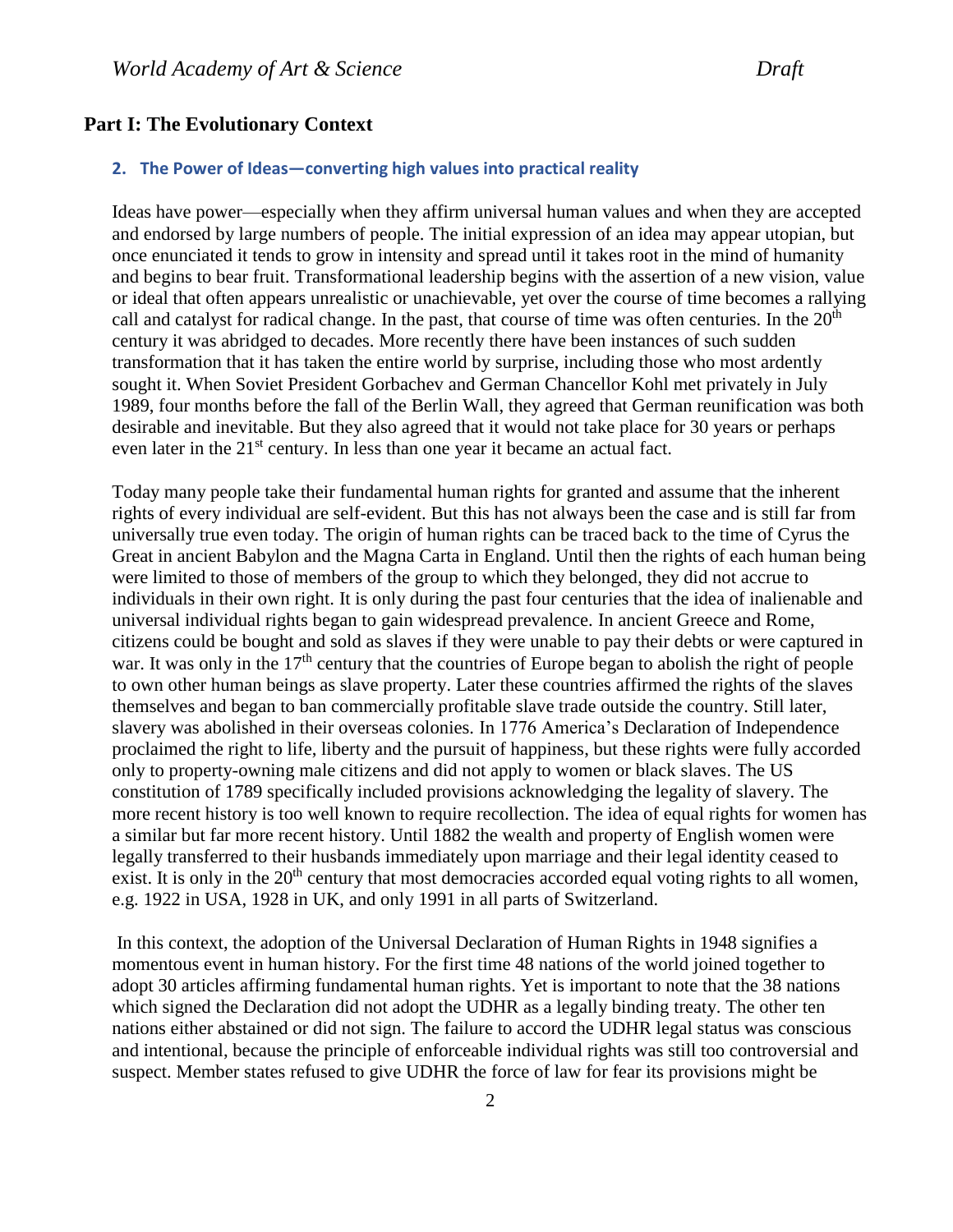## Part I: The Evolutionary Context

### 2. The Power of Ideas—converting high values into practical reality

Ideas have power—especially when they affirm universal human values and when they are accepted and endorsed by large numbers of people. The initial expression of an idea may appear utopian, but once enunciated it tends to grow in intensity and spread until it takes root in the mind of humanity and begins to bear fruit. Transformational leadership begins with the assertion of a new vision, value or ideal that often appears unrealistic or unachievable, yet over the course of time becomes a rallying call and catalyst for radical change. In the past, that course of time was often centuries. In the 20th century it was abridged to decades. More recently there have been instances of such sudden transformation that it has taken the entire world by surprise, including those who most ardently sought it. When Soviet President Gorbachev and German Chancellor Kohl met privately in July 1989, four months before the fall of the Berlin Wall, they agreed that German reunification was both desirable and inevitable. But they also agreed that it would not take place for 30 years or perhaps even later in the 21st century. In less than one year it became an actual fact.

Today many people take their fundamental human rights for granted and assume that the inherent rights of every individual are self-evident. But this has not always been the case and is still far from universally true even today. The origin of human rights can be traced back to the time of Cyrus the Great in ancient Babylon and the Magna Carta in England. Until then the rights of each human being were limited to those of members of the group to which they belonged, they did not accrue to individuals in their own right. It is only during the past four centuries that the idea of inalienable and universal individual rights began to gain widespread prevalence. In ancient Greece and Rome, citizens could be bought and sold as slaves if they were unable to pay their debts or were captured in war. It was only in the 17th century that the countries of Europe began to abolish the right of people to own other human beings as slave property. Later these countries affirmed the rights of the slaves themselves and began to ban commercially profitable slave trade outside the country. Still later, slavery was abolished in their overseas colonies. In 1776 America's Declaration of Independence proclaimed the right to life, liberty and the pursuit of happiness, but these rights were fully accorded only to property-owning male citizens and did not apply to women or black slaves. The US constitution of 1789 specifically included provisions acknowledging the legality of slavery. The more recent history is too well known to require recollection. The idea of equal rights for women has a similar but far more recent history. Until 1882 the wealth and property of English women were legally transferred to their husbands immediately upon marriage and their legal identity ceased to exist. It is only in the 20th century that most democracies accorded equal voting rights to all women, e.g. 1922 in USA, 1928 in UK, and only 1991 in all parts of Switzerland.

In this context, the adoption of the Universal Declaration of Human Rights in 1948 signifies a momentous event in human history. For the first time 48 nations of the world joined together to adopt 30 articles affirming fundamental human rights. Yet is important to note that the 38 nations which signed the Declaration did not adopt the UDHR as a legally binding treaty. The other ten nations either abstained or did not sign. The failure to accord the UDHR legal status was conscious and intentional, because the principle of enforceable individual rights was still too controversial and suspect. Member states refused to give UDHR the force of law for fear its provisions might be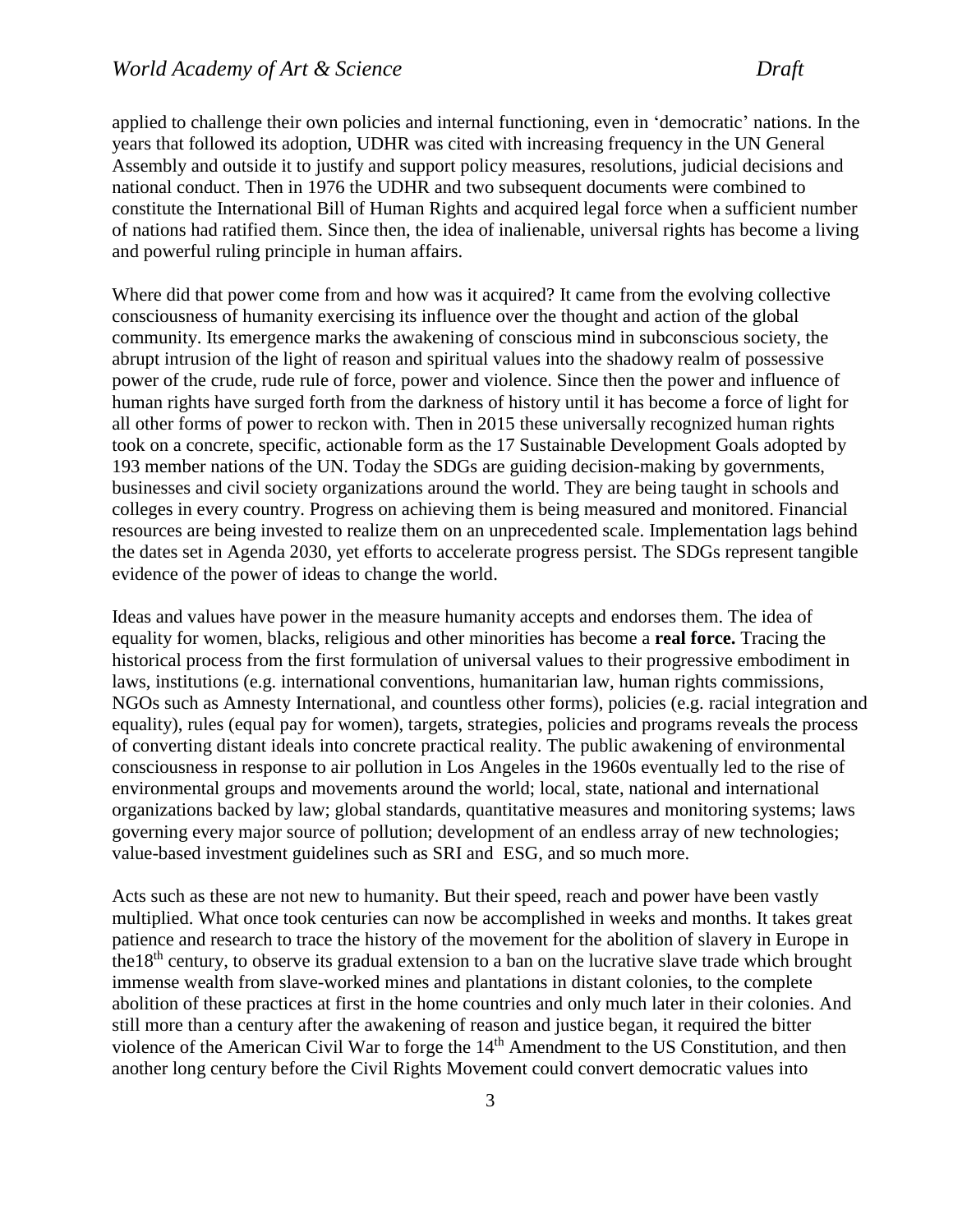applied to challenge their own policies and internal functioning, even in 'democratic' nations. In the years that followed its adoption, UDHR was cited with increasing frequency in the UN General Assembly and outside it to justify and support policy measures, resolutions, judicial decisions and national conduct. Then in 1976 the UDHR and two subsequent documents were combined to constitute the International Bill of Human Rights and acquired legal force when a sufficient number of nations had ratified them. Since then, the idea of inalienable, universal rights has become a living and powerful ruling principle in human affairs.

Where did that power come from and how was it acquired? It came from the evolving collective consciousness of humanity exercising its influence over the thought and action of the global community. Its emergence marks the awakening of conscious mind in subconscious society, the abrupt intrusion of the light of reason and spiritual values into the shadowy realm of possessive power of the crude, rude rule of force, power and violence. Since then the power and influence of human rights have surged forth from the darkness of history until it has become a force of light for all other forms of power to reckon with. Then in 2015 these universally recognized human rights took on a concrete, specific, actionable form as the 17 Sustainable Development Goals adopted by 193 member nations of the UN. Today the SDGs are guiding decision-making by governments, businesses and civil society organizations around the world. They are being taught in schools and colleges in every country. Progress on achieving them is being measured and monitored. Financial resources are being invested to realize them on an unprecedented scale. Implementation lags behind the dates set in Agenda 2030, yet efforts to accelerate progress persist. The SDGs represent tangible evidence of the power of ideas to change the world.

Ideas and values have power in the measure humanity accepts and endorses them. The idea of equality for women, blacks, religious and other minorities has become a **real force.** Tracing the historical process from the first formulation of universal values to their progressive embodiment in laws, institutions (e.g. international conventions, humanitarian law, human rights commissions, NGOs such as Amnesty International, and countless other forms), policies (e.g. racial integration and equality), rules (equal pay for women), targets, strategies, policies and programs reveals the process of converting distant ideals into concrete practical reality. The public awakening of environmental consciousness in response to air pollution in Los Angeles in the 1960s eventually led to the rise of environmental groups and movements around the world; local, state, national and international organizations backed by law; global standards, quantitative measures and monitoring systems; laws governing every major source of pollution; development of an endless array of new technologies; value-based investment guidelines such as SRI and ESG, and so much more.

Acts such as these are not new to humanity. But their speed, reach and power have been vastly multiplied. What once took centuries can now be accomplished in weeks and months. It takes great patience and research to trace the history of the movement for the abolition of slavery in Europe in the18th century, to observe its gradual extension to a ban on the lucrative slave trade which brought immense wealth from slave-worked mines and plantations in distant colonies, to the complete abolition of these practices at first in the home countries and only much later in their colonies. And still more than a century after the awakening of reason and justice began, it required the bitter violence of the American Civil War to forge the 14th Amendment to the US Constitution, and then another long century before the Civil Rights Movement could convert democratic values into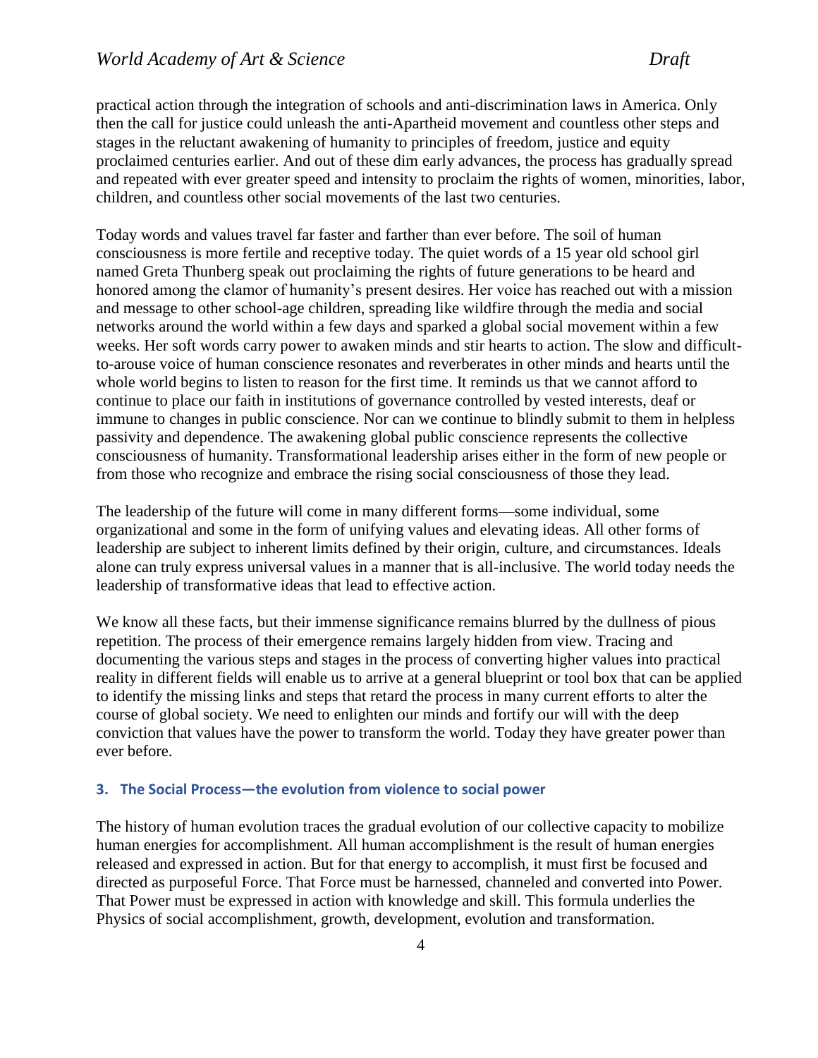practical action through the integration of schools and anti-discrimination laws in America. Only then the call for justice could unleash the anti-Apartheid movement and countless other steps and stages in the reluctant awakening of humanity to principles of freedom, justice and equity proclaimed centuries earlier. And out of these dim early advances, the process has gradually spread and repeated with ever greater speed and intensity to proclaim the rights of women, minorities, labor, children, and countless other social movements of the last two centuries.

Today words and values travel far faster and farther than ever before. The soil of human consciousness is more fertile and receptive today. The quiet words of a 15 year old school girl named Greta Thunberg speak out proclaiming the rights of future generations to be heard and honored among the clamor of humanity's present desires. Her voice has reached out with a mission and message to other school-age children, spreading like wildfire through the media and social networks around the world within a few days and sparked a global social movement within a few weeks. Her soft words carry power to awaken minds and stir hearts to action. The slow and difficult-to-arouse voice of human conscience resonates and reverberates in other minds and hearts until the whole world begins to listen to reason for the first time. It reminds us that we cannot afford to continue to place our faith in institutions of governance controlled by vested interests, deaf or immune to changes in public conscience. Nor can we continue to blindly submit to them in helpless passivity and dependence. The awakening global public conscience represents the collective consciousness of humanity. Transformational leadership arises either in the form of new people or from those who recognize and embrace the rising social consciousness of those they lead.

The leadership of the future will come in many different forms—some individual, some organizational and some in the form of unifying values and elevating ideas. All other forms of leadership are subject to inherent limits defined by their origin, culture, and circumstances. Ideals alone can truly express universal values in a manner that is all-inclusive. The world today needs the leadership of transformative ideas that lead to effective action.

We know all these facts, but their immense significance remains blurred by the dullness of pious repetition. The process of their emergence remains largely hidden from view. Tracing and documenting the various steps and stages in the process of converting higher values into practical reality in different fields will enable us to arrive at a general blueprint or tool box that can be applied to identify the missing links and steps that retard the process in many current efforts to alter the course of global society. We need to enlighten our minds and fortify our will with the deep conviction that values have the power to transform the world. Today they have greater power than ever before.

### 3. The Social Process—the evolution from violence to social power

The history of human evolution traces the gradual evolution of our collective capacity to mobilize human energies for accomplishment. All human accomplishment is the result of human energies released and expressed in action. But for that energy to accomplish, it must first be focused and directed as purposeful Force. That Force must be harnessed, channeled and converted into Power. That Power must be expressed in action with knowledge and skill. This formula underlies the Physics of social accomplishment, growth, development, evolution and transformation.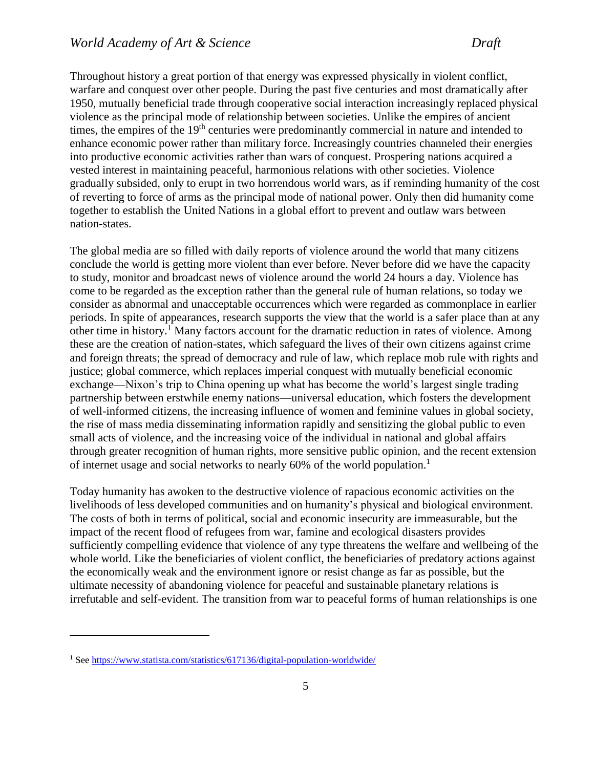Throughout history a great portion of that energy was expressed physically in violent conflict, warfare and conquest over other people. During the past five centuries and most dramatically after 1950, mutually beneficial trade through cooperative social interaction increasingly replaced physical violence as the principal mode of relationship between societies. Unlike the empires of ancient times, the empires of the 19th centuries were predominantly commercial in nature and intended to enhance economic power rather than military force. Increasingly countries channeled their energies into productive economic activities rather than wars of conquest. Prospering nations acquired a vested interest in maintaining peaceful, harmonious relations with other societies. Violence gradually subsided, only to erupt in two horrendous world wars, as if reminding humanity of the cost of reverting to force of arms as the principal mode of national power. Only then did humanity come together to establish the United Nations in a global effort to prevent and outlaw wars between nation-states.

The global media are so filled with daily reports of violence around the world that many citizens conclude the world is getting more violent than ever before. Never before did we have the capacity to study, monitor and broadcast news of violence around the world 24 hours a day. Violence has come to be regarded as the exception rather than the general rule of human relations, so today we consider as abnormal and unacceptable occurrences which were regarded as commonplace in earlier periods. In spite of appearances, research supports the view that the world is a safer place than at any other time in history.[1] Many factors account for the dramatic reduction in rates of violence. Among these are the creation of nation-states, which safeguard the lives of their own citizens against crime and foreign threats; the spread of democracy and rule of law, which replace mob rule with rights and justice; global commerce, which replaces imperial conquest with mutually beneficial economic exchange—Nixon's trip to China opening up what has become the world's largest single trading partnership between erstwhile enemy nations—universal education, which fosters the development of well-informed citizens, the increasing influence of women and feminine values in global society, the rise of mass media disseminating information rapidly and sensitizing the global public to even small acts of violence, and the increasing voice of the individual in national and global affairs through greater recognition of human rights, more sensitive public opinion, and the recent extension of internet usage and social networks to nearly 60% of the world population.[1]

Today humanity has awoken to the destructive violence of rapacious economic activities on the livelihoods of less developed communities and on humanity's physical and biological environment. The costs of both in terms of political, social and economic insecurity are immeasurable, but the impact of the recent flood of refugees from war, famine and ecological disasters provides sufficiently compelling evidence that violence of any type threatens the welfare and wellbeing of the whole world. Like the beneficiaries of violent conflict, the beneficiaries of predatory actions against the economically weak and the environment ignore or resist change as far as possible, but the ultimate necessity of abandoning violence for peaceful and sustainable planetary relations is irrefutable and self-evident. The transition from war to peaceful forms of human relationships is one

---

[1] See https://www.statista.com/statistics/617136/digital-population-worldwide/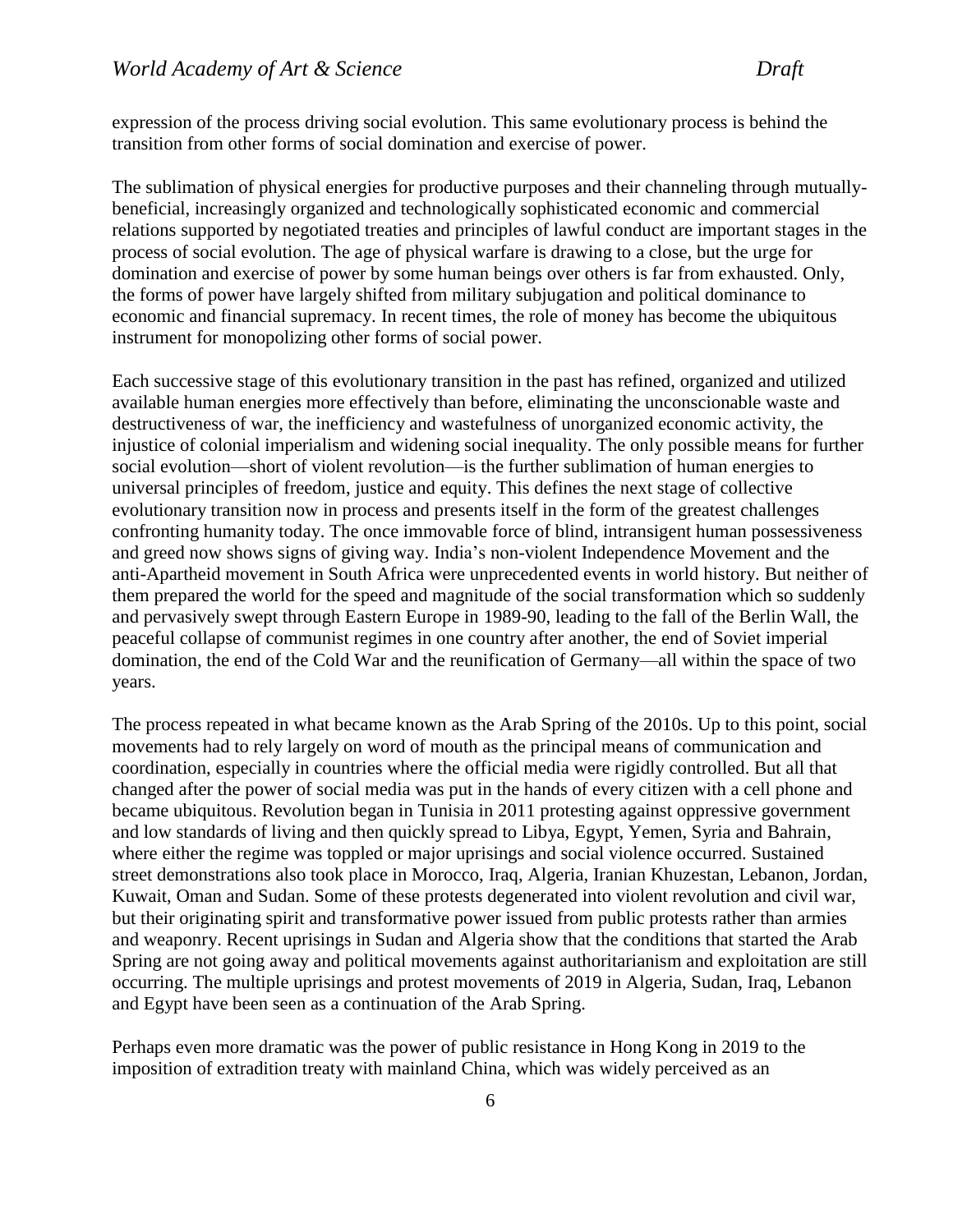expression of the process driving social evolution. This same evolutionary process is behind the transition from other forms of social domination and exercise of power.

The sublimation of physical energies for productive purposes and their channeling through mutually-beneficial, increasingly organized and technologically sophisticated economic and commercial relations supported by negotiated treaties and principles of lawful conduct are important stages in the process of social evolution. The age of physical warfare is drawing to a close, but the urge for domination and exercise of power by some human beings over others is far from exhausted. Only, the forms of power have largely shifted from military subjugation and political dominance to economic and financial supremacy. In recent times, the role of money has become the ubiquitous instrument for monopolizing other forms of social power.

Each successive stage of this evolutionary transition in the past has refined, organized and utilized available human energies more effectively than before, eliminating the unconscionable waste and destructiveness of war, the inefficiency and wastefulness of unorganized economic activity, the injustice of colonial imperialism and widening social inequality. The only possible means for further social evolution—short of violent revolution—is the further sublimation of human energies to universal principles of freedom, justice and equity. This defines the next stage of collective evolutionary transition now in process and presents itself in the form of the greatest challenges confronting humanity today. The once immovable force of blind, intransigent human possessiveness and greed now shows signs of giving way. India's non-violent Independence Movement and the anti-Apartheid movement in South Africa were unprecedented events in world history. But neither of them prepared the world for the speed and magnitude of the social transformation which so suddenly and pervasively swept through Eastern Europe in 1989-90, leading to the fall of the Berlin Wall, the peaceful collapse of communist regimes in one country after another, the end of Soviet imperial domination, the end of the Cold War and the reunification of Germany—all within the space of two years.

The process repeated in what became known as the Arab Spring of the 2010s. Up to this point, social movements had to rely largely on word of mouth as the principal means of communication and coordination, especially in countries where the official media were rigidly controlled. But all that changed after the power of social media was put in the hands of every citizen with a cell phone and became ubiquitous. Revolution began in Tunisia in 2011 protesting against oppressive government and low standards of living and then quickly spread to Libya, Egypt, Yemen, Syria and Bahrain, where either the regime was toppled or major uprisings and social violence occurred. Sustained street demonstrations also took place in Morocco, Iraq, Algeria, Iranian Khuzestan, Lebanon, Jordan, Kuwait, Oman and Sudan. Some of these protests degenerated into violent revolution and civil war, but their originating spirit and transformative power issued from public protests rather than armies and weaponry. Recent uprisings in Sudan and Algeria show that the conditions that started the Arab Spring are not going away and political movements against authoritarianism and exploitation are still occurring. The multiple uprisings and protest movements of 2019 in Algeria, Sudan, Iraq, Lebanon and Egypt have been seen as a continuation of the Arab Spring.

Perhaps even more dramatic was the power of public resistance in Hong Kong in 2019 to the imposition of extradition treaty with mainland China, which was widely perceived as an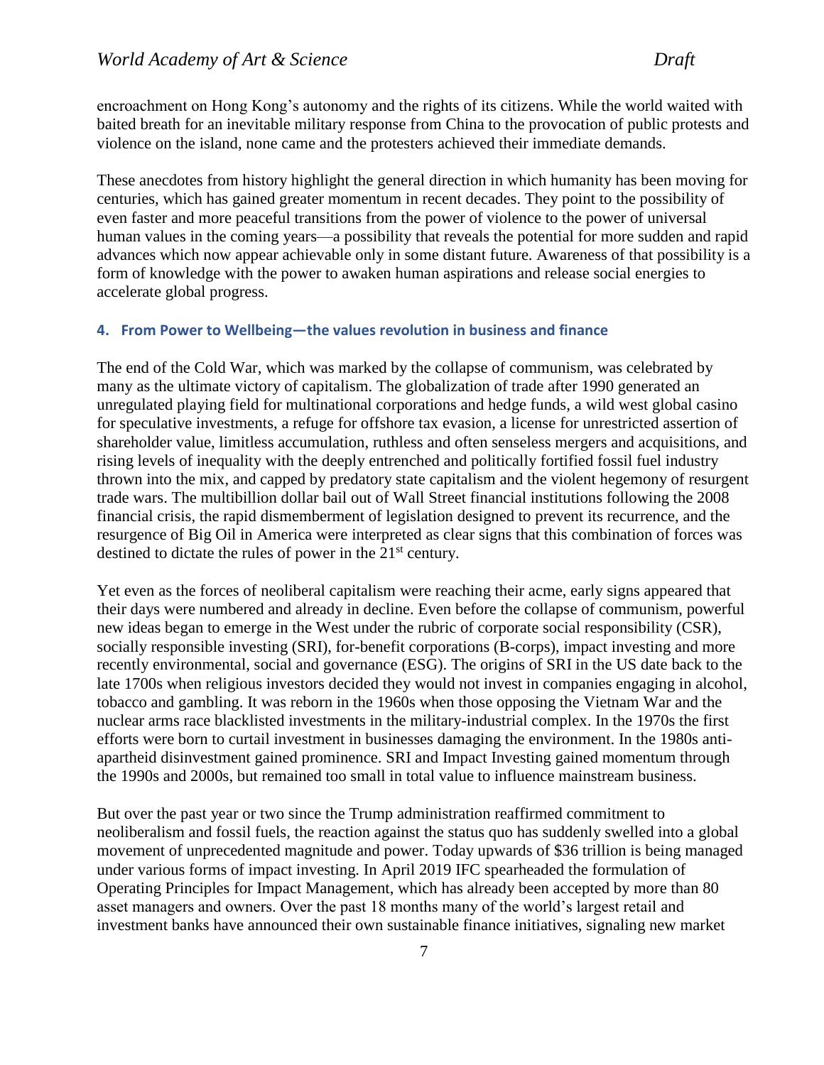encroachment on Hong Kong's autonomy and the rights of its citizens. While the world waited with baited breath for an inevitable military response from China to the provocation of public protests and violence on the island, none came and the protesters achieved their immediate demands.

These anecdotes from history highlight the general direction in which humanity has been moving for centuries, which has gained greater momentum in recent decades. They point to the possibility of even faster and more peaceful transitions from the power of violence to the power of universal human values in the coming years—a possibility that reveals the potential for more sudden and rapid advances which now appear achievable only in some distant future. Awareness of that possibility is a form of knowledge with the power to awaken human aspirations and release social energies to accelerate global progress.

## 4. From Power to Wellbeing—the values revolution in business and finance

The end of the Cold War, which was marked by the collapse of communism, was celebrated by many as the ultimate victory of capitalism. The globalization of trade after 1990 generated an unregulated playing field for multinational corporations and hedge funds, a wild west global casino for speculative investments, a refuge for offshore tax evasion, a license for unrestricted assertion of shareholder value, limitless accumulation, ruthless and often senseless mergers and acquisitions, and rising levels of inequality with the deeply entrenched and politically fortified fossil fuel industry thrown into the mix, and capped by predatory state capitalism and the violent hegemony of resurgent trade wars. The multibillion dollar bail out of Wall Street financial institutions following the 2008 financial crisis, the rapid dismemberment of legislation designed to prevent its recurrence, and the resurgence of Big Oil in America were interpreted as clear signs that this combination of forces was destined to dictate the rules of power in the 21st century.

Yet even as the forces of neoliberal capitalism were reaching their acme, early signs appeared that their days were numbered and already in decline. Even before the collapse of communism, powerful new ideas began to emerge in the West under the rubric of corporate social responsibility (CSR), socially responsible investing (SRI), for-benefit corporations (B-corps), impact investing and more recently environmental, social and governance (ESG). The origins of SRI in the US date back to the late 1700s when religious investors decided they would not invest in companies engaging in alcohol, tobacco and gambling. It was reborn in the 1960s when those opposing the Vietnam War and the nuclear arms race blacklisted investments in the military-industrial complex. In the 1970s the first efforts were born to curtail investment in businesses damaging the environment. In the 1980s anti-apartheid disinvestment gained prominence. SRI and Impact Investing gained momentum through the 1990s and 2000s, but remained too small in total value to influence mainstream business.

But over the past year or two since the Trump administration reaffirmed commitment to neoliberalism and fossil fuels, the reaction against the status quo has suddenly swelled into a global movement of unprecedented magnitude and power. Today upwards of $36 trillion is being managed under various forms of impact investing. In April 2019 IFC spearheaded the formulation of Operating Principles for Impact Management, which has already been accepted by more than 80 asset managers and owners. Over the past 18 months many of the world's largest retail and investment banks have announced their own sustainable finance initiatives, signaling new market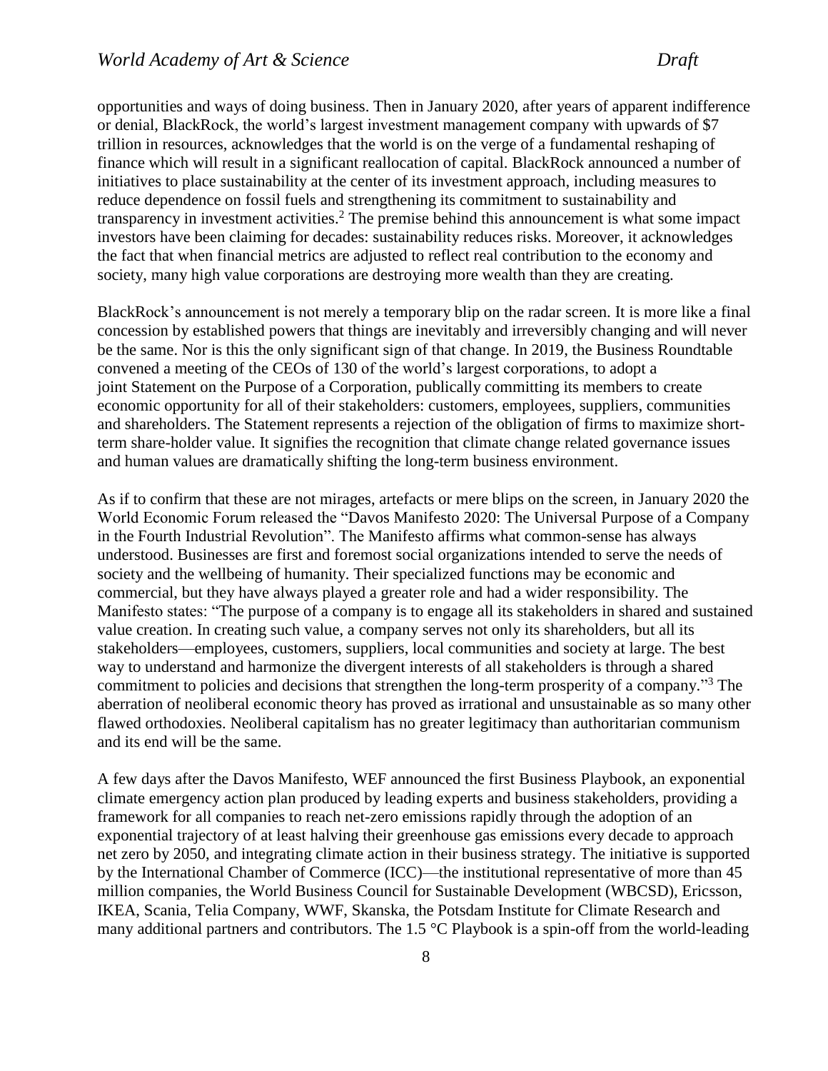opportunities and ways of doing business. Then in January 2020, after years of apparent indifference or denial, BlackRock, the world's largest investment management company with upwards of $7 trillion in resources, acknowledges that the world is on the verge of a fundamental reshaping of finance which will result in a significant reallocation of capital. BlackRock announced a number of initiatives to place sustainability at the center of its investment approach, including measures to reduce dependence on fossil fuels and strengthening its commitment to sustainability and transparency in investment activities.[2] The premise behind this announcement is what some impact investors have been claiming for decades: sustainability reduces risks. Moreover, it acknowledges the fact that when financial metrics are adjusted to reflect real contribution to the economy and society, many high value corporations are destroying more wealth than they are creating.

BlackRock's announcement is not merely a temporary blip on the radar screen. It is more like a final concession by established powers that things are inevitably and irreversibly changing and will never be the same. Nor is this the only significant sign of that change. In 2019, the Business Roundtable convened a meeting of the CEOs of 130 of the world's largest corporations, to adopt a joint Statement on the Purpose of a Corporation, publically committing its members to create economic opportunity for all of their stakeholders: customers, employees, suppliers, communities and shareholders. The Statement represents a rejection of the obligation of firms to maximize short-term share-holder value. It signifies the recognition that climate change related governance issues and human values are dramatically shifting the long-term business environment.

As if to confirm that these are not mirages, artefacts or mere blips on the screen, in January 2020 the World Economic Forum released the "Davos Manifesto 2020: The Universal Purpose of a Company in the Fourth Industrial Revolution". The Manifesto affirms what common-sense has always understood. Businesses are first and foremost social organizations intended to serve the needs of society and the wellbeing of humanity. Their specialized functions may be economic and commercial, but they have always played a greater role and had a wider responsibility. The Manifesto states: "The purpose of a company is to engage all its stakeholders in shared and sustained value creation. In creating such value, a company serves not only its shareholders, but all its stakeholders—employees, customers, suppliers, local communities and society at large. The best way to understand and harmonize the divergent interests of all stakeholders is through a shared commitment to policies and decisions that strengthen the long-term prosperity of a company."[3] The aberration of neoliberal economic theory has proved as irrational and unsustainable as so many other flawed orthodoxies. Neoliberal capitalism has no greater legitimacy than authoritarian communism and its end will be the same.

A few days after the Davos Manifesto, WEF announced the first Business Playbook, an exponential climate emergency action plan produced by leading experts and business stakeholders, providing a framework for all companies to reach net-zero emissions rapidly through the adoption of an exponential trajectory of at least halving their greenhouse gas emissions every decade to approach net zero by 2050, and integrating climate action in their business strategy. The initiative is supported by the International Chamber of Commerce (ICC)—the institutional representative of more than 45 million companies, the World Business Council for Sustainable Development (WBCSD), Ericsson, IKEA, Scania, Telia Company, WWF, Skanska, the Potsdam Institute for Climate Research and many additional partners and contributors. The 1.5 °C Playbook is a spin-off from the world-leading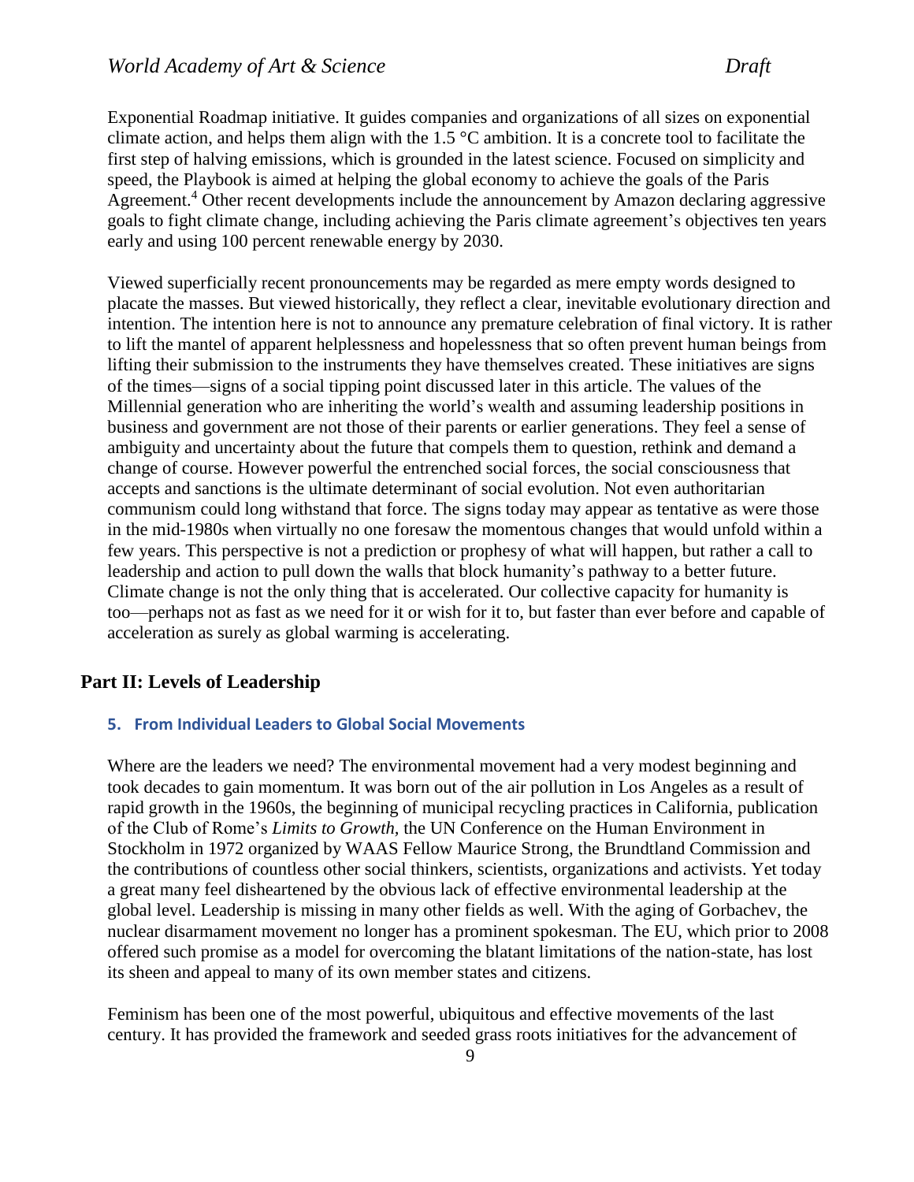Exponential Roadmap initiative. It guides companies and organizations of all sizes on exponential climate action, and helps them align with the 1.5 °C ambition. It is a concrete tool to facilitate the first step of halving emissions, which is grounded in the latest science. Focused on simplicity and speed, the Playbook is aimed at helping the global economy to achieve the goals of the Paris Agreement.[4] Other recent developments include the announcement by Amazon declaring aggressive goals to fight climate change, including achieving the Paris climate agreement's objectives ten years early and using 100 percent renewable energy by 2030.

Viewed superficially recent pronouncements may be regarded as mere empty words designed to placate the masses. But viewed historically, they reflect a clear, inevitable evolutionary direction and intention. The intention here is not to announce any premature celebration of final victory. It is rather to lift the mantel of apparent helplessness and hopelessness that so often prevent human beings from lifting their submission to the instruments they have themselves created. These initiatives are signs of the times—signs of a social tipping point discussed later in this article. The values of the Millennial generation who are inheriting the world's wealth and assuming leadership positions in business and government are not those of their parents or earlier generations. They feel a sense of ambiguity and uncertainty about the future that compels them to question, rethink and demand a change of course. However powerful the entrenched social forces, the social consciousness that accepts and sanctions is the ultimate determinant of social evolution. Not even authoritarian communism could long withstand that force. The signs today may appear as tentative as were those in the mid-1980s when virtually no one foresaw the momentous changes that would unfold within a few years. This perspective is not a prediction or prophesy of what will happen, but rather a call to leadership and action to pull down the walls that block humanity's pathway to a better future. Climate change is not the only thing that is accelerated. Our collective capacity for humanity is too—perhaps not as fast as we need for it or wish for it to, but faster than ever before and capable of acceleration as surely as global warming is accelerating.

## Part II: Levels of Leadership

### 5. From Individual Leaders to Global Social Movements

Where are the leaders we need? The environmental movement had a very modest beginning and took decades to gain momentum. It was born out of the air pollution in Los Angeles as a result of rapid growth in the 1960s, the beginning of municipal recycling practices in California, publication of the Club of Rome's *Limits to Growth*, the UN Conference on the Human Environment in Stockholm in 1972 organized by WAAS Fellow Maurice Strong, the Brundtland Commission and the contributions of countless other social thinkers, scientists, organizations and activists. Yet today a great many feel disheartened by the obvious lack of effective environmental leadership at the global level. Leadership is missing in many other fields as well. With the aging of Gorbachev, the nuclear disarmament movement no longer has a prominent spokesman. The EU, which prior to 2008 offered such promise as a model for overcoming the blatant limitations of the nation-state, has lost its sheen and appeal to many of its own member states and citizens.

Feminism has been one of the most powerful, ubiquitous and effective movements of the last century. It has provided the framework and seeded grass roots initiatives for the advancement of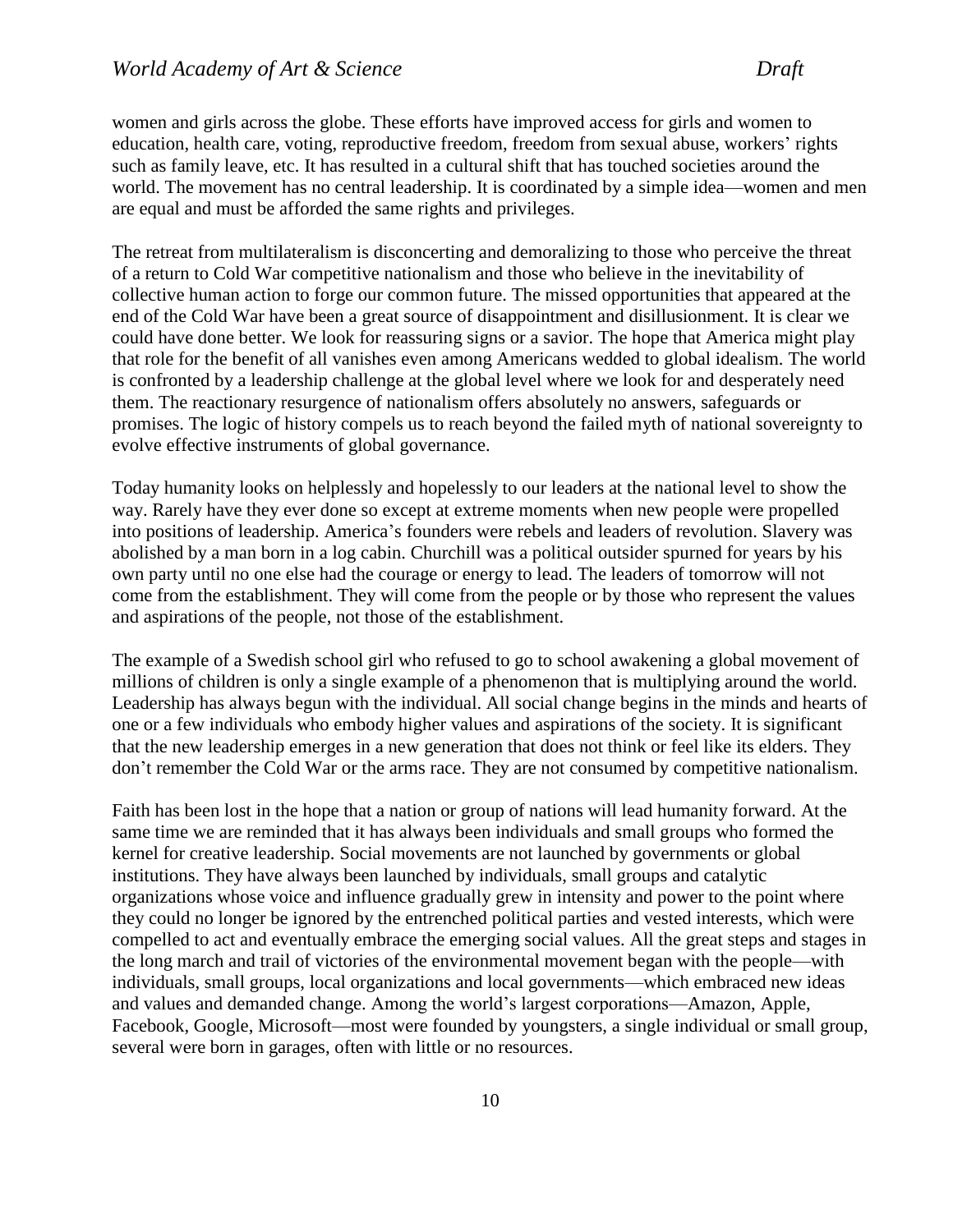women and girls across the globe. These efforts have improved access for girls and women to education, health care, voting, reproductive freedom, freedom from sexual abuse, workers' rights such as family leave, etc. It has resulted in a cultural shift that has touched societies around the world. The movement has no central leadership. It is coordinated by a simple idea—women and men are equal and must be afforded the same rights and privileges.

The retreat from multilateralism is disconcerting and demoralizing to those who perceive the threat of a return to Cold War competitive nationalism and those who believe in the inevitability of collective human action to forge our common future. The missed opportunities that appeared at the end of the Cold War have been a great source of disappointment and disillusionment. It is clear we could have done better. We look for reassuring signs or a savior. The hope that America might play that role for the benefit of all vanishes even among Americans wedded to global idealism. The world is confronted by a leadership challenge at the global level where we look for and desperately need them. The reactionary resurgence of nationalism offers absolutely no answers, safeguards or promises. The logic of history compels us to reach beyond the failed myth of national sovereignty to evolve effective instruments of global governance.

Today humanity looks on helplessly and hopelessly to our leaders at the national level to show the way. Rarely have they ever done so except at extreme moments when new people were propelled into positions of leadership. America's founders were rebels and leaders of revolution. Slavery was abolished by a man born in a log cabin. Churchill was a political outsider spurned for years by his own party until no one else had the courage or energy to lead. The leaders of tomorrow will not come from the establishment. They will come from the people or by those who represent the values and aspirations of the people, not those of the establishment.

The example of a Swedish school girl who refused to go to school awakening a global movement of millions of children is only a single example of a phenomenon that is multiplying around the world. Leadership has always begun with the individual. All social change begins in the minds and hearts of one or a few individuals who embody higher values and aspirations of the society. It is significant that the new leadership emerges in a new generation that does not think or feel like its elders. They don't remember the Cold War or the arms race. They are not consumed by competitive nationalism.

Faith has been lost in the hope that a nation or group of nations will lead humanity forward. At the same time we are reminded that it has always been individuals and small groups who formed the kernel for creative leadership. Social movements are not launched by governments or global institutions. They have always been launched by individuals, small groups and catalytic organizations whose voice and influence gradually grew in intensity and power to the point where they could no longer be ignored by the entrenched political parties and vested interests, which were compelled to act and eventually embrace the emerging social values. All the great steps and stages in the long march and trail of victories of the environmental movement began with the people—with individuals, small groups, local organizations and local governments—which embraced new ideas and values and demanded change. Among the world's largest corporations—Amazon, Apple, Facebook, Google, Microsoft—most were founded by youngsters, a single individual or small group, several were born in garages, often with little or no resources.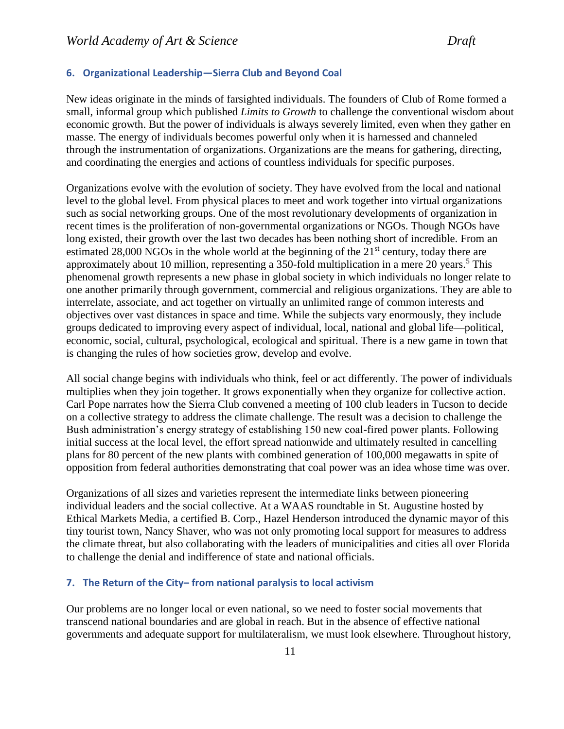## 6. Organizational Leadership—Sierra Club and Beyond Coal

New ideas originate in the minds of farsighted individuals. The founders of Club of Rome formed a small, informal group which published *Limits to Growth* to challenge the conventional wisdom about economic growth. But the power of individuals is always severely limited, even when they gather en masse. The energy of individuals becomes powerful only when it is harnessed and channeled through the instrumentation of organizations. Organizations are the means for gathering, directing, and coordinating the energies and actions of countless individuals for specific purposes.

Organizations evolve with the evolution of society. They have evolved from the local and national level to the global level. From physical places to meet and work together into virtual organizations such as social networking groups. One of the most revolutionary developments of organization in recent times is the proliferation of non-governmental organizations or NGOs. Though NGOs have long existed, their growth over the last two decades has been nothing short of incredible. From an estimated 28,000 NGOs in the whole world at the beginning of the 21st century, today there are approximately about 10 million, representing a 350-fold multiplication in a mere 20 years.[5] This phenomenal growth represents a new phase in global society in which individuals no longer relate to one another primarily through government, commercial and religious organizations. They are able to interrelate, associate, and act together on virtually an unlimited range of common interests and objectives over vast distances in space and time. While the subjects vary enormously, they include groups dedicated to improving every aspect of individual, local, national and global life—political, economic, social, cultural, psychological, ecological and spiritual. There is a new game in town that is changing the rules of how societies grow, develop and evolve.

All social change begins with individuals who think, feel or act differently. The power of individuals multiplies when they join together. It grows exponentially when they organize for collective action. Carl Pope narrates how the Sierra Club convened a meeting of 100 club leaders in Tucson to decide on a collective strategy to address the climate challenge. The result was a decision to challenge the Bush administration's energy strategy of establishing 150 new coal-fired power plants. Following initial success at the local level, the effort spread nationwide and ultimately resulted in cancelling plans for 80 percent of the new plants with combined generation of 100,000 megawatts in spite of opposition from federal authorities demonstrating that coal power was an idea whose time was over.

Organizations of all sizes and varieties represent the intermediate links between pioneering individual leaders and the social collective. At a WAAS roundtable in St. Augustine hosted by Ethical Markets Media, a certified B. Corp., Hazel Henderson introduced the dynamic mayor of this tiny tourist town, Nancy Shaver, who was not only promoting local support for measures to address the climate threat, but also collaborating with the leaders of municipalities and cities all over Florida to challenge the denial and indifference of state and national officials.

## 7. The Return of the City– from national paralysis to local activism

Our problems are no longer local or even national, so we need to foster social movements that transcend national boundaries and are global in reach. But in the absence of effective national governments and adequate support for multilateralism, we must look elsewhere. Throughout history,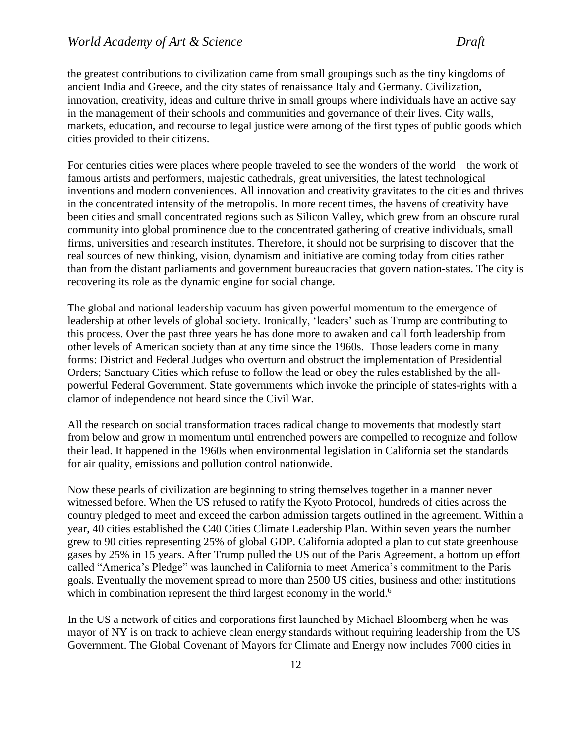the greatest contributions to civilization came from small groupings such as the tiny kingdoms of ancient India and Greece, and the city states of renaissance Italy and Germany. Civilization, innovation, creativity, ideas and culture thrive in small groups where individuals have an active say in the management of their schools and communities and governance of their lives. City walls, markets, education, and recourse to legal justice were among of the first types of public goods which cities provided to their citizens.

For centuries cities were places where people traveled to see the wonders of the world—the work of famous artists and performers, majestic cathedrals, great universities, the latest technological inventions and modern conveniences. All innovation and creativity gravitates to the cities and thrives in the concentrated intensity of the metropolis. In more recent times, the havens of creativity have been cities and small concentrated regions such as Silicon Valley, which grew from an obscure rural community into global prominence due to the concentrated gathering of creative individuals, small firms, universities and research institutes. Therefore, it should not be surprising to discover that the real sources of new thinking, vision, dynamism and initiative are coming today from cities rather than from the distant parliaments and government bureaucracies that govern nation-states. The city is recovering its role as the dynamic engine for social change.

The global and national leadership vacuum has given powerful momentum to the emergence of leadership at other levels of global society. Ironically, 'leaders' such as Trump are contributing to this process. Over the past three years he has done more to awaken and call forth leadership from other levels of American society than at any time since the 1960s. Those leaders come in many forms: District and Federal Judges who overturn and obstruct the implementation of Presidential Orders; Sanctuary Cities which refuse to follow the lead or obey the rules established by the all-powerful Federal Government. State governments which invoke the principle of states-rights with a clamor of independence not heard since the Civil War.

All the research on social transformation traces radical change to movements that modestly start from below and grow in momentum until entrenched powers are compelled to recognize and follow their lead. It happened in the 1960s when environmental legislation in California set the standards for air quality, emissions and pollution control nationwide.

Now these pearls of civilization are beginning to string themselves together in a manner never witnessed before. When the US refused to ratify the Kyoto Protocol, hundreds of cities across the country pledged to meet and exceed the carbon admission targets outlined in the agreement. Within a year, 40 cities established the C40 Cities Climate Leadership Plan. Within seven years the number grew to 90 cities representing 25% of global GDP. California adopted a plan to cut state greenhouse gases by 25% in 15 years. After Trump pulled the US out of the Paris Agreement, a bottom up effort called "America's Pledge" was launched in California to meet America's commitment to the Paris goals. Eventually the movement spread to more than 2500 US cities, business and other institutions which in combination represent the third largest economy in the world.[6]

In the US a network of cities and corporations first launched by Michael Bloomberg when he was mayor of NY is on track to achieve clean energy standards without requiring leadership from the US Government. The Global Covenant of Mayors for Climate and Energy now includes 7000 cities in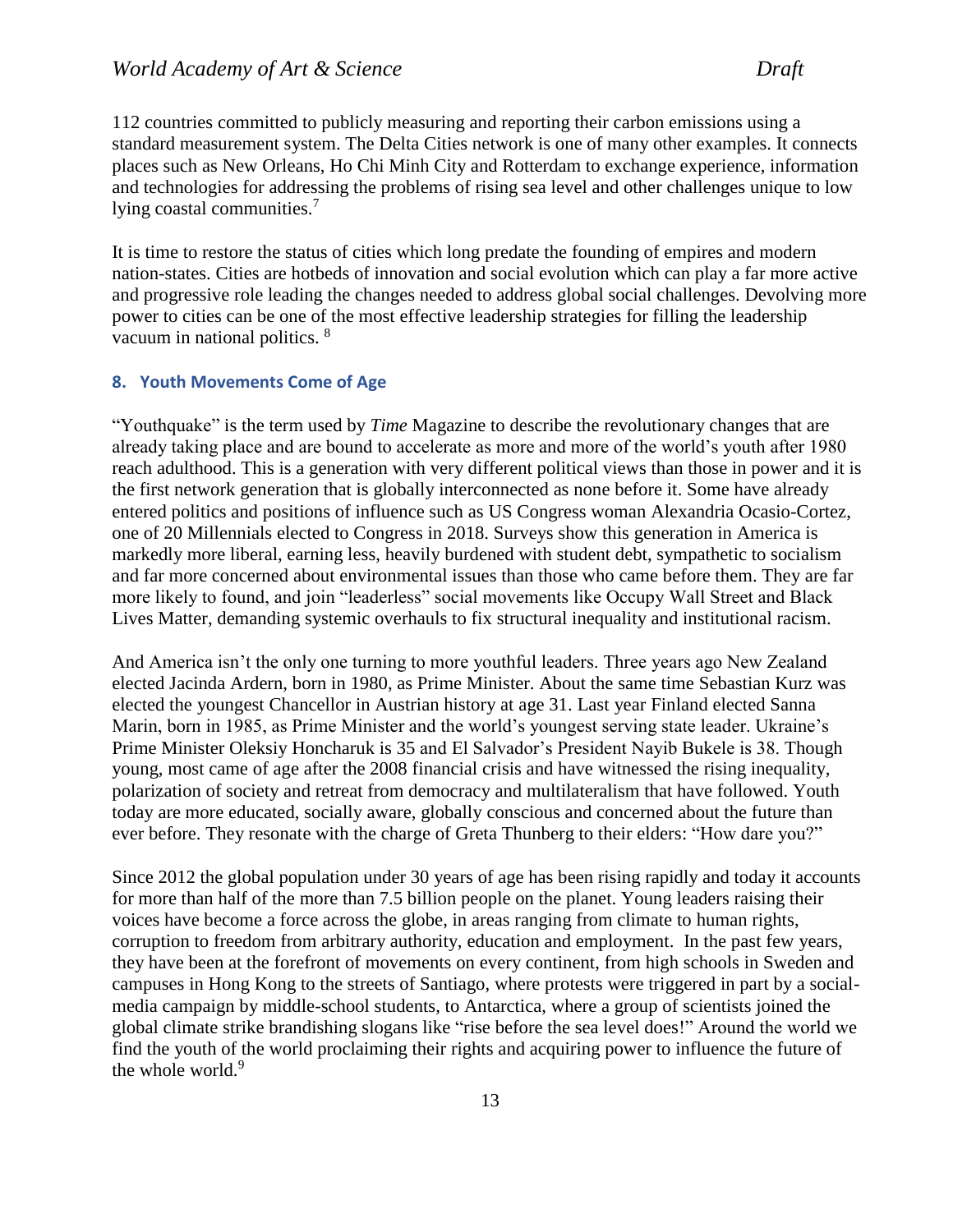112 countries committed to publicly measuring and reporting their carbon emissions using a standard measurement system. The Delta Cities network is one of many other examples. It connects places such as New Orleans, Ho Chi Minh City and Rotterdam to exchange experience, information and technologies for addressing the problems of rising sea level and other challenges unique to low lying coastal communities.[7]

It is time to restore the status of cities which long predate the founding of empires and modern nation-states. Cities are hotbeds of innovation and social evolution which can play a far more active and progressive role leading the changes needed to address global social challenges. Devolving more power to cities can be one of the most effective leadership strategies for filling the leadership vacuum in national politics. [8]

### 8. Youth Movements Come of Age

"Youthquake" is the term used by *Time* Magazine to describe the revolutionary changes that are already taking place and are bound to accelerate as more and more of the world's youth after 1980 reach adulthood. This is a generation with very different political views than those in power and it is the first network generation that is globally interconnected as none before it. Some have already entered politics and positions of influence such as US Congress woman Alexandria Ocasio-Cortez, one of 20 Millennials elected to Congress in 2018. Surveys show this generation in America is markedly more liberal, earning less, heavily burdened with student debt, sympathetic to socialism and far more concerned about environmental issues than those who came before them. They are far more likely to found, and join "leaderless" social movements like Occupy Wall Street and Black Lives Matter, demanding systemic overhauls to fix structural inequality and institutional racism.

And America isn't the only one turning to more youthful leaders. Three years ago New Zealand elected Jacinda Ardern, born in 1980, as Prime Minister. About the same time Sebastian Kurz was elected the youngest Chancellor in Austrian history at age 31. Last year Finland elected Sanna Marin, born in 1985, as Prime Minister and the world's youngest serving state leader. Ukraine's Prime Minister Oleksiy Honcharuk is 35 and El Salvador's President Nayib Bukele is 38. Though young, most came of age after the 2008 financial crisis and have witnessed the rising inequality, polarization of society and retreat from democracy and multilateralism that have followed. Youth today are more educated, socially aware, globally conscious and concerned about the future than ever before. They resonate with the charge of Greta Thunberg to their elders: "How dare you?"

Since 2012 the global population under 30 years of age has been rising rapidly and today it accounts for more than half of the more than 7.5 billion people on the planet. Young leaders raising their voices have become a force across the globe, in areas ranging from climate to human rights, corruption to freedom from arbitrary authority, education and employment. In the past few years, they have been at the forefront of movements on every continent, from high schools in Sweden and campuses in Hong Kong to the streets of Santiago, where protests were triggered in part by a social-media campaign by middle-school students, to Antarctica, where a group of scientists joined the global climate strike brandishing slogans like "rise before the sea level does!" Around the world we find the youth of the world proclaiming their rights and acquiring power to influence the future of the whole world.[9]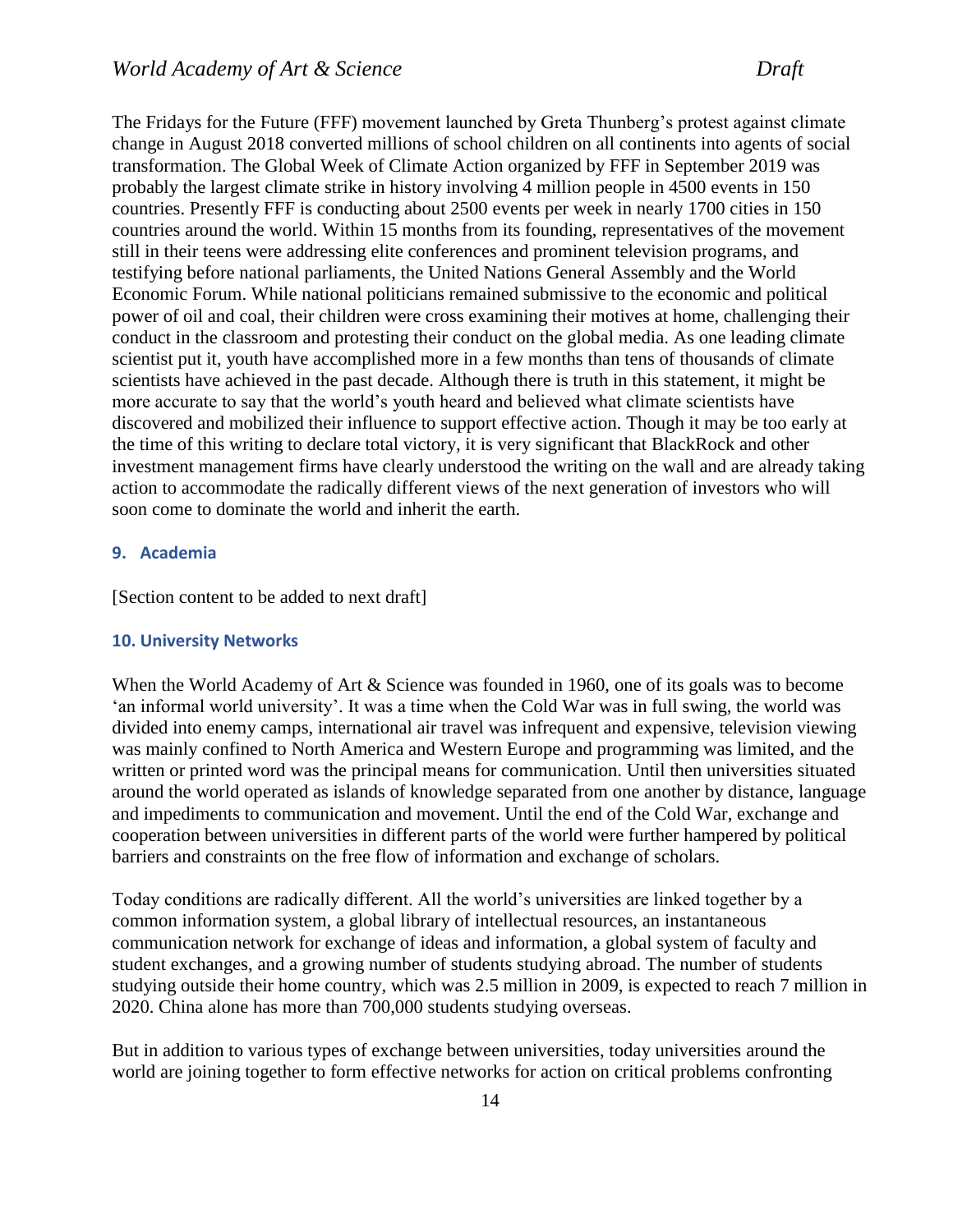The Fridays for the Future (FFF) movement launched by Greta Thunberg's protest against climate change in August 2018 converted millions of school children on all continents into agents of social transformation. The Global Week of Climate Action organized by FFF in September 2019 was probably the largest climate strike in history involving 4 million people in 4500 events in 150 countries. Presently FFF is conducting about 2500 events per week in nearly 1700 cities in 150 countries around the world. Within 15 months from its founding, representatives of the movement still in their teens were addressing elite conferences and prominent television programs, and testifying before national parliaments, the United Nations General Assembly and the World Economic Forum. While national politicians remained submissive to the economic and political power of oil and coal, their children were cross examining their motives at home, challenging their conduct in the classroom and protesting their conduct on the global media. As one leading climate scientist put it, youth have accomplished more in a few months than tens of thousands of climate scientists have achieved in the past decade. Although there is truth in this statement, it might be more accurate to say that the world's youth heard and believed what climate scientists have discovered and mobilized their influence to support effective action. Though it may be too early at the time of this writing to declare total victory, it is very significant that BlackRock and other investment management firms have clearly understood the writing on the wall and are already taking action to accommodate the radically different views of the next generation of investors who will soon come to dominate the world and inherit the earth.

### 9. Academia

[Section content to be added to next draft]

### 10. University Networks

When the World Academy of Art & Science was founded in 1960, one of its goals was to become 'an informal world university'. It was a time when the Cold War was in full swing, the world was divided into enemy camps, international air travel was infrequent and expensive, television viewing was mainly confined to North America and Western Europe and programming was limited, and the written or printed word was the principal means for communication. Until then universities situated around the world operated as islands of knowledge separated from one another by distance, language and impediments to communication and movement. Until the end of the Cold War, exchange and cooperation between universities in different parts of the world were further hampered by political barriers and constraints on the free flow of information and exchange of scholars.

Today conditions are radically different. All the world's universities are linked together by a common information system, a global library of intellectual resources, an instantaneous communication network for exchange of ideas and information, a global system of faculty and student exchanges, and a growing number of students studying abroad. The number of students studying outside their home country, which was 2.5 million in 2009, is expected to reach 7 million in 2020. China alone has more than 700,000 students studying overseas.

But in addition to various types of exchange between universities, today universities around the world are joining together to form effective networks for action on critical problems confronting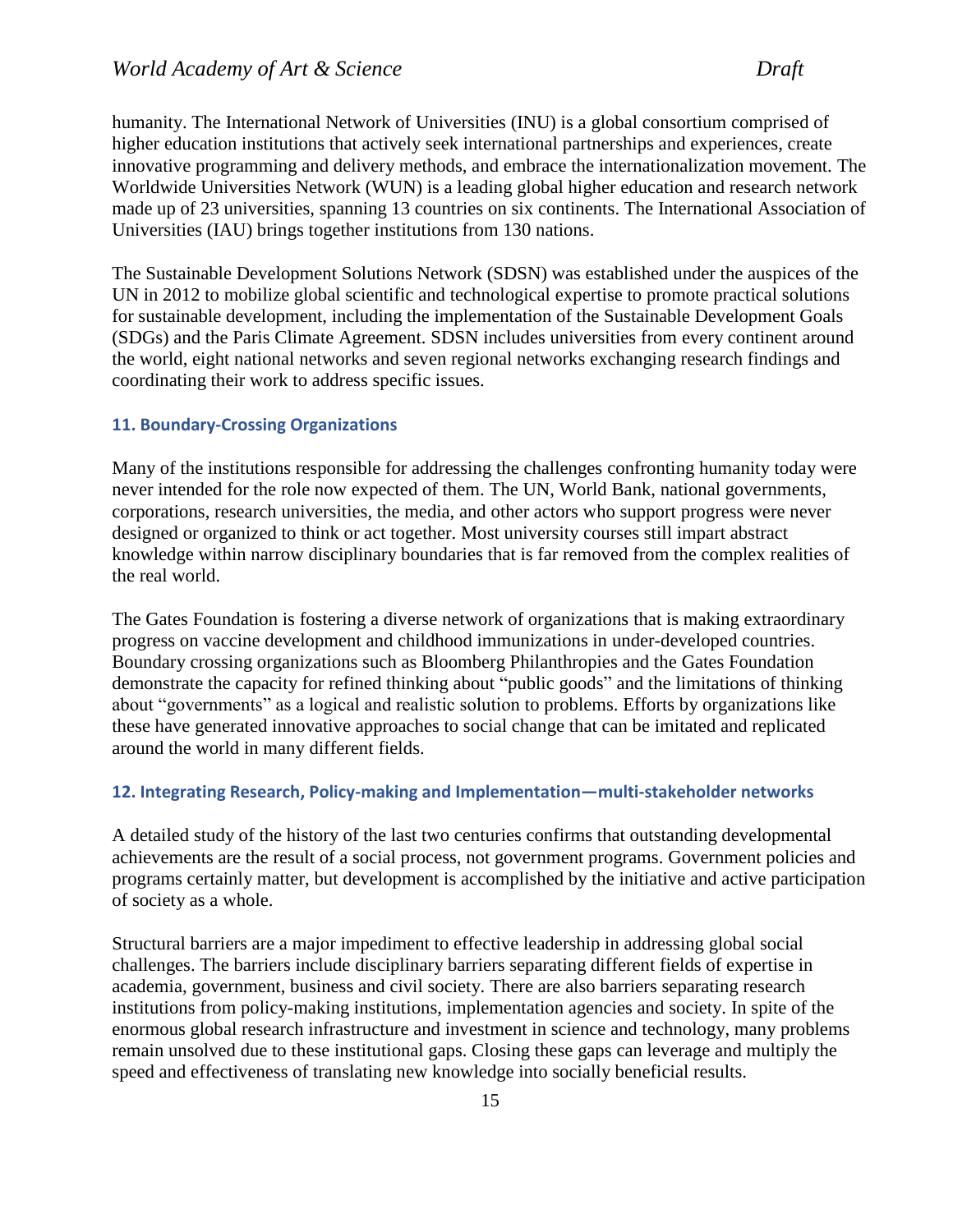humanity. The International Network of Universities (INU) is a global consortium comprised of higher education institutions that actively seek international partnerships and experiences, create innovative programming and delivery methods, and embrace the internationalization movement. The Worldwide Universities Network (WUN) is a leading global higher education and research network made up of 23 universities, spanning 13 countries on six continents. The International Association of Universities (IAU) brings together institutions from 130 nations.

The Sustainable Development Solutions Network (SDSN) was established under the auspices of the UN in 2012 to mobilize global scientific and technological expertise to promote practical solutions for sustainable development, including the implementation of the Sustainable Development Goals (SDGs) and the Paris Climate Agreement. SDSN includes universities from every continent around the world, eight national networks and seven regional networks exchanging research findings and coordinating their work to address specific issues.

### 11. Boundary-Crossing Organizations

Many of the institutions responsible for addressing the challenges confronting humanity today were never intended for the role now expected of them. The UN, World Bank, national governments, corporations, research universities, the media, and other actors who support progress were never designed or organized to think or act together. Most university courses still impart abstract knowledge within narrow disciplinary boundaries that is far removed from the complex realities of the real world.

The Gates Foundation is fostering a diverse network of organizations that is making extraordinary progress on vaccine development and childhood immunizations in under-developed countries. Boundary crossing organizations such as Bloomberg Philanthropies and the Gates Foundation demonstrate the capacity for refined thinking about "public goods" and the limitations of thinking about "governments" as a logical and realistic solution to problems. Efforts by organizations like these have generated innovative approaches to social change that can be imitated and replicated around the world in many different fields.

### 12. Integrating Research, Policy-making and Implementation—multi-stakeholder networks

A detailed study of the history of the last two centuries confirms that outstanding developmental achievements are the result of a social process, not government programs. Government policies and programs certainly matter, but development is accomplished by the initiative and active participation of society as a whole.

Structural barriers are a major impediment to effective leadership in addressing global social challenges. The barriers include disciplinary barriers separating different fields of expertise in academia, government, business and civil society. There are also barriers separating research institutions from policy-making institutions, implementation agencies and society. In spite of the enormous global research infrastructure and investment in science and technology, many problems remain unsolved due to these institutional gaps. Closing these gaps can leverage and multiply the speed and effectiveness of translating new knowledge into socially beneficial results.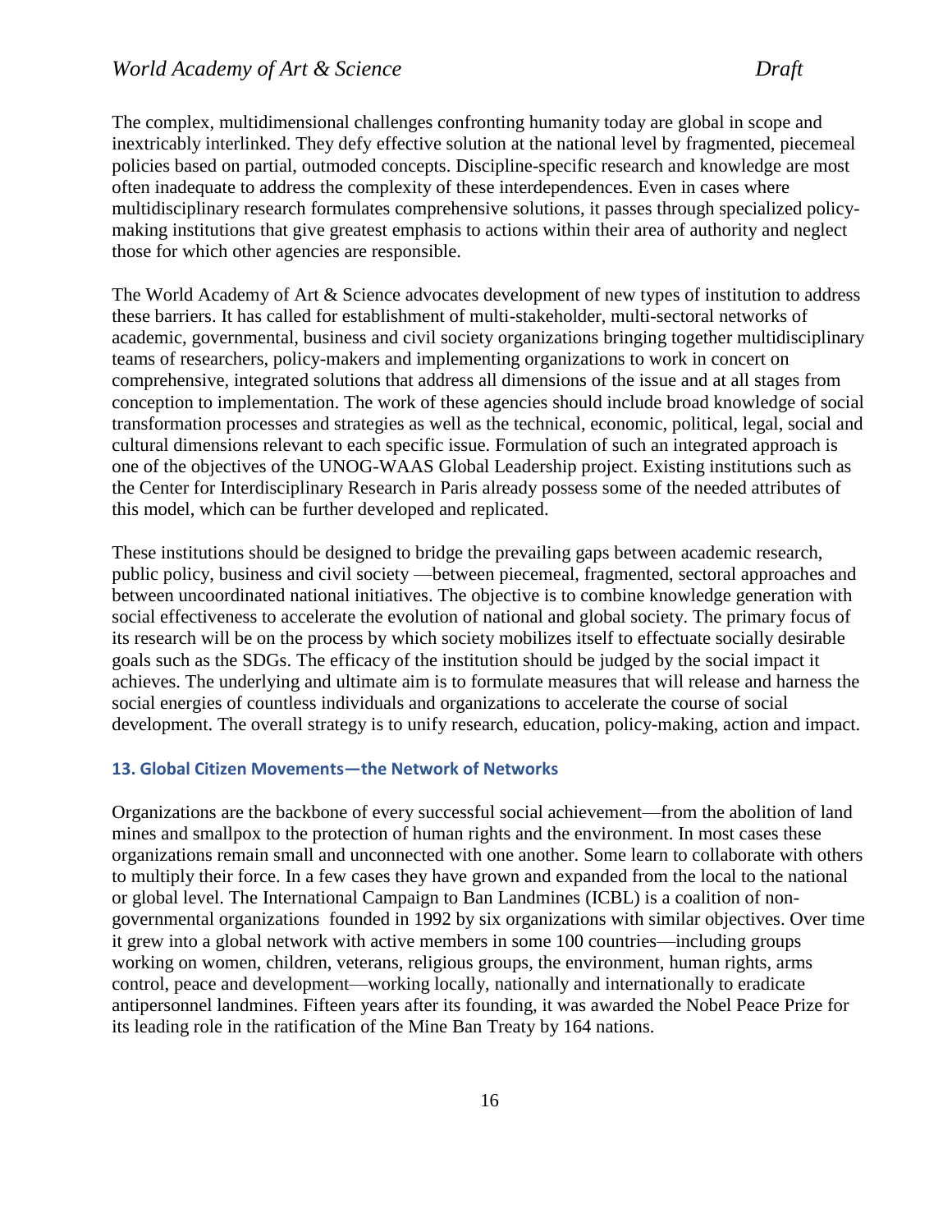The complex, multidimensional challenges confronting humanity today are global in scope and inextricably interlinked. They defy effective solution at the national level by fragmented, piecemeal policies based on partial, outmoded concepts. Discipline-specific research and knowledge are most often inadequate to address the complexity of these interdependences. Even in cases where multidisciplinary research formulates comprehensive solutions, it passes through specialized policy-making institutions that give greatest emphasis to actions within their area of authority and neglect those for which other agencies are responsible.

The World Academy of Art & Science advocates development of new types of institution to address these barriers. It has called for establishment of multi-stakeholder, multi-sectoral networks of academic, governmental, business and civil society organizations bringing together multidisciplinary teams of researchers, policy-makers and implementing organizations to work in concert on comprehensive, integrated solutions that address all dimensions of the issue and at all stages from conception to implementation. The work of these agencies should include broad knowledge of social transformation processes and strategies as well as the technical, economic, political, legal, social and cultural dimensions relevant to each specific issue. Formulation of such an integrated approach is one of the objectives of the UNOG-WAAS Global Leadership project. Existing institutions such as the Center for Interdisciplinary Research in Paris already possess some of the needed attributes of this model, which can be further developed and replicated.

These institutions should be designed to bridge the prevailing gaps between academic research, public policy, business and civil society —between piecemeal, fragmented, sectoral approaches and between uncoordinated national initiatives. The objective is to combine knowledge generation with social effectiveness to accelerate the evolution of national and global society. The primary focus of its research will be on the process by which society mobilizes itself to effectuate socially desirable goals such as the SDGs. The efficacy of the institution should be judged by the social impact it achieves. The underlying and ultimate aim is to formulate measures that will release and harness the social energies of countless individuals and organizations to accelerate the course of social development. The overall strategy is to unify research, education, policy-making, action and impact.

### 13. Global Citizen Movements—the Network of Networks

Organizations are the backbone of every successful social achievement—from the abolition of land mines and smallpox to the protection of human rights and the environment. In most cases these organizations remain small and unconnected with one another. Some learn to collaborate with others to multiply their force. In a few cases they have grown and expanded from the local to the national or global level. The International Campaign to Ban Landmines (ICBL) is a coalition of non-governmental organizations founded in 1992 by six organizations with similar objectives. Over time it grew into a global network with active members in some 100 countries—including groups working on women, children, veterans, religious groups, the environment, human rights, arms control, peace and development—working locally, nationally and internationally to eradicate antipersonnel landmines. Fifteen years after its founding, it was awarded the Nobel Peace Prize for its leading role in the ratification of the Mine Ban Treaty by 164 nations.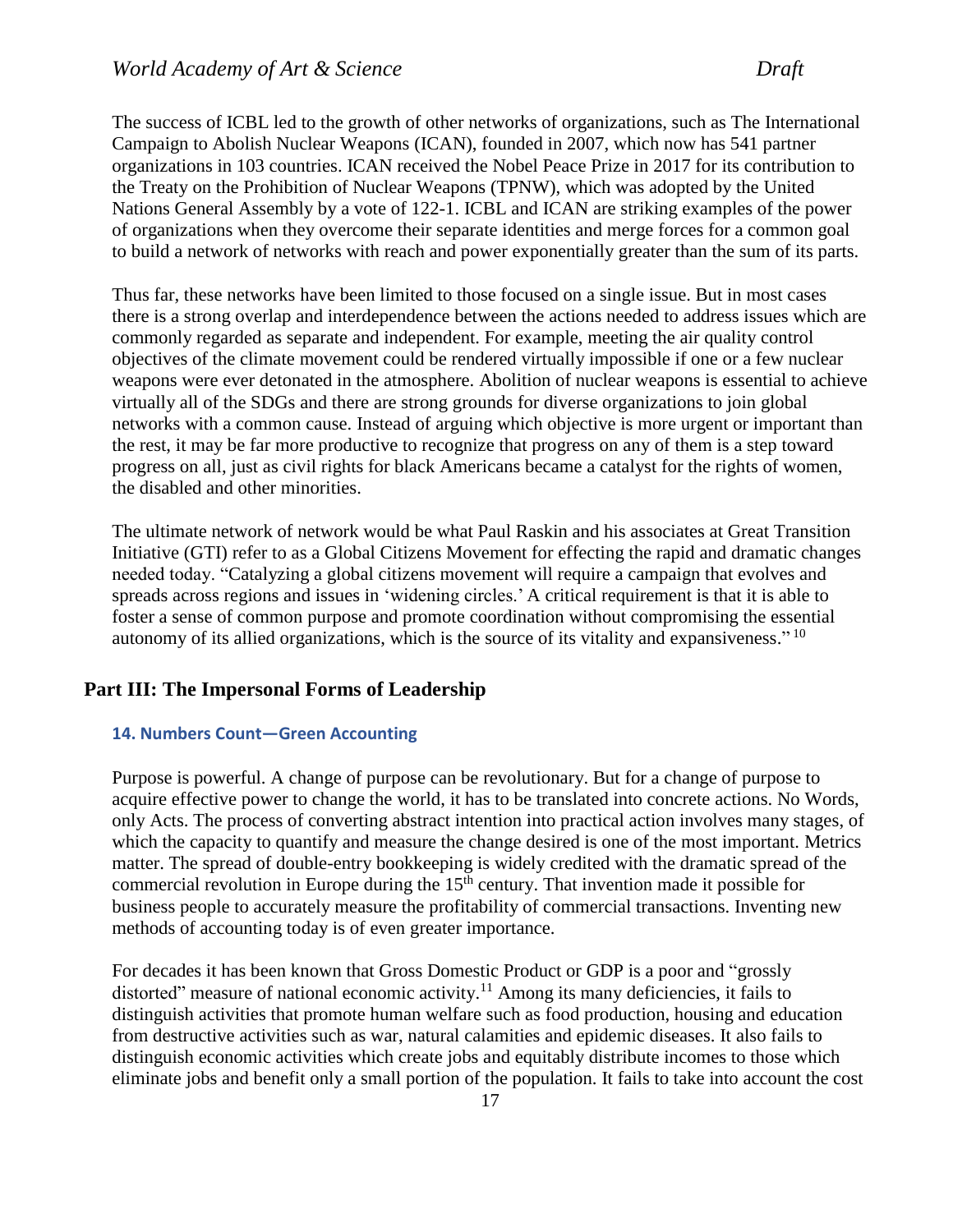The success of ICBL led to the growth of other networks of organizations, such as The International Campaign to Abolish Nuclear Weapons (ICAN), founded in 2007, which now has 541 partner organizations in 103 countries. ICAN received the Nobel Peace Prize in 2017 for its contribution to the Treaty on the Prohibition of Nuclear Weapons (TPNW), which was adopted by the United Nations General Assembly by a vote of 122-1. ICBL and ICAN are striking examples of the power of organizations when they overcome their separate identities and merge forces for a common goal to build a network of networks with reach and power exponentially greater than the sum of its parts.

Thus far, these networks have been limited to those focused on a single issue. But in most cases there is a strong overlap and interdependence between the actions needed to address issues which are commonly regarded as separate and independent. For example, meeting the air quality control objectives of the climate movement could be rendered virtually impossible if one or a few nuclear weapons were ever detonated in the atmosphere. Abolition of nuclear weapons is essential to achieve virtually all of the SDGs and there are strong grounds for diverse organizations to join global networks with a common cause. Instead of arguing which objective is more urgent or important than the rest, it may be far more productive to recognize that progress on any of them is a step toward progress on all, just as civil rights for black Americans became a catalyst for the rights of women, the disabled and other minorities.

The ultimate network of network would be what Paul Raskin and his associates at Great Transition Initiative (GTI) refer to as a Global Citizens Movement for effecting the rapid and dramatic changes needed today. "Catalyzing a global citizens movement will require a campaign that evolves and spreads across regions and issues in 'widening circles.' A critical requirement is that it is able to foster a sense of common purpose and promote coordination without compromising the essential autonomy of its allied organizations, which is the source of its vitality and expansiveness." [10]

## Part III: The Impersonal Forms of Leadership

### 14. Numbers Count—Green Accounting

Purpose is powerful. A change of purpose can be revolutionary. But for a change of purpose to acquire effective power to change the world, it has to be translated into concrete actions. No Words, only Acts. The process of converting abstract intention into practical action involves many stages, of which the capacity to quantify and measure the change desired is one of the most important. Metrics matter. The spread of double-entry bookkeeping is widely credited with the dramatic spread of the commercial revolution in Europe during the 15th century. That invention made it possible for business people to accurately measure the profitability of commercial transactions. Inventing new methods of accounting today is of even greater importance.

For decades it has been known that Gross Domestic Product or GDP is a poor and "grossly distorted" measure of national economic activity.[11] Among its many deficiencies, it fails to distinguish activities that promote human welfare such as food production, housing and education from destructive activities such as war, natural calamities and epidemic diseases. It also fails to distinguish economic activities which create jobs and equitably distribute incomes to those which eliminate jobs and benefit only a small portion of the population. It fails to take into account the cost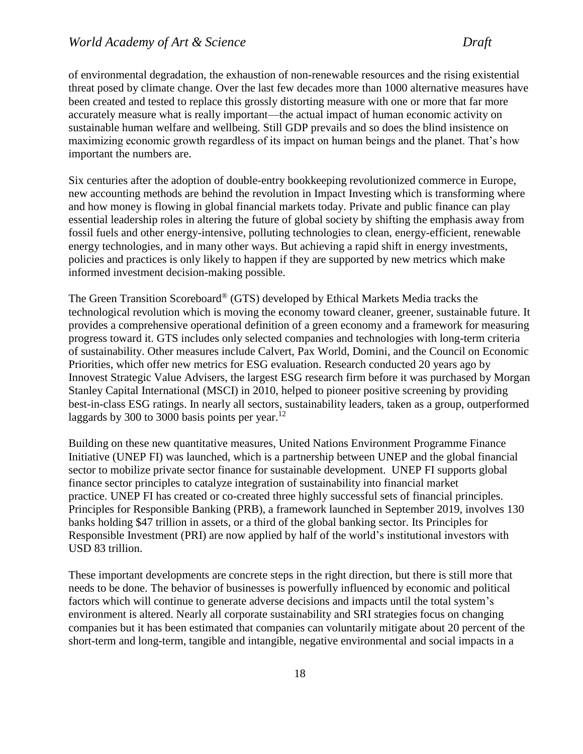of environmental degradation, the exhaustion of non-renewable resources and the rising existential threat posed by climate change. Over the last few decades more than 1000 alternative measures have been created and tested to replace this grossly distorting measure with one or more that far more accurately measure what is really important—the actual impact of human economic activity on sustainable human welfare and wellbeing. Still GDP prevails and so does the blind insistence on maximizing economic growth regardless of its impact on human beings and the planet. That's how important the numbers are.

Six centuries after the adoption of double-entry bookkeeping revolutionized commerce in Europe, new accounting methods are behind the revolution in Impact Investing which is transforming where and how money is flowing in global financial markets today. Private and public finance can play essential leadership roles in altering the future of global society by shifting the emphasis away from fossil fuels and other energy-intensive, polluting technologies to clean, energy-efficient, renewable energy technologies, and in many other ways. But achieving a rapid shift in energy investments, policies and practices is only likely to happen if they are supported by new metrics which make informed investment decision-making possible.

The Green Transition Scoreboard® (GTS) developed by Ethical Markets Media tracks the technological revolution which is moving the economy toward cleaner, greener, sustainable future. It provides a comprehensive operational definition of a green economy and a framework for measuring progress toward it. GTS includes only selected companies and technologies with long-term criteria of sustainability. Other measures include Calvert, Pax World, Domini, and the Council on Economic Priorities, which offer new metrics for ESG evaluation. Research conducted 20 years ago by Innovest Strategic Value Advisers, the largest ESG research firm before it was purchased by Morgan Stanley Capital International (MSCI) in 2010, helped to pioneer positive screening by providing best-in-class ESG ratings. In nearly all sectors, sustainability leaders, taken as a group, outperformed laggards by 300 to 3000 basis points per year.[12]

Building on these new quantitative measures, United Nations Environment Programme Finance Initiative (UNEP FI) was launched, which is a partnership between UNEP and the global financial sector to mobilize private sector finance for sustainable development. UNEP FI supports global finance sector principles to catalyze integration of sustainability into financial market practice. UNEP FI has created or co-created three highly successful sets of financial principles. Principles for Responsible Banking (PRB), a framework launched in September 2019, involves 130 banks holding \$47 trillion in assets, or a third of the global banking sector. Its Principles for Responsible Investment (PRI) are now applied by half of the world's institutional investors with USD 83 trillion.

These important developments are concrete steps in the right direction, but there is still more that needs to be done. The behavior of businesses is powerfully influenced by economic and political factors which will continue to generate adverse decisions and impacts until the total system's environment is altered. Nearly all corporate sustainability and SRI strategies focus on changing companies but it has been estimated that companies can voluntarily mitigate about 20 percent of the short-term and long-term, tangible and intangible, negative environmental and social impacts in a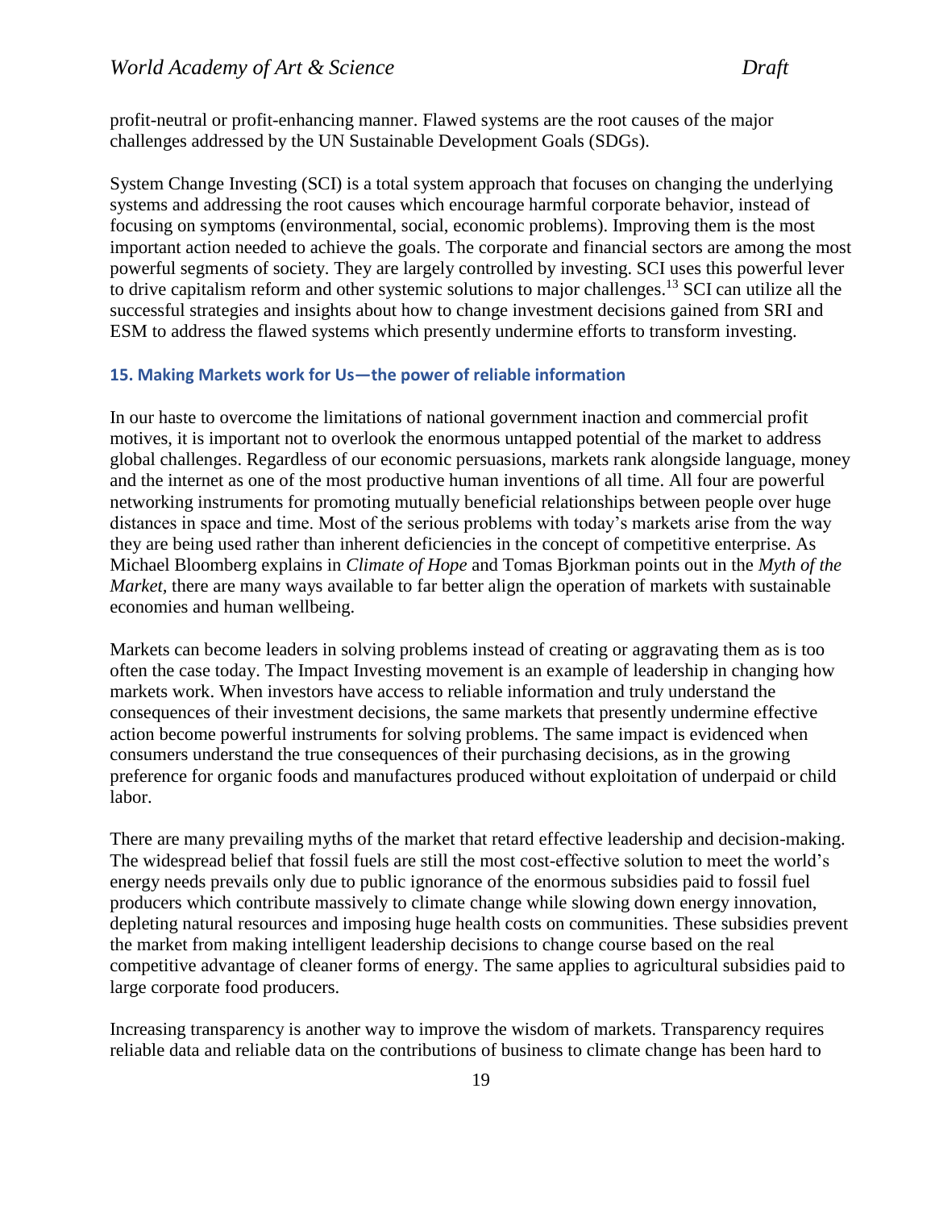profit-neutral or profit-enhancing manner. Flawed systems are the root causes of the major challenges addressed by the UN Sustainable Development Goals (SDGs).

System Change Investing (SCI) is a total system approach that focuses on changing the underlying systems and addressing the root causes which encourage harmful corporate behavior, instead of focusing on symptoms (environmental, social, economic problems). Improving them is the most important action needed to achieve the goals. The corporate and financial sectors are among the most powerful segments of society. They are largely controlled by investing. SCI uses this powerful lever to drive capitalism reform and other systemic solutions to major challenges.[13] SCI can utilize all the successful strategies and insights about how to change investment decisions gained from SRI and ESM to address the flawed systems which presently undermine efforts to transform investing.

### 15. Making Markets work for Us—the power of reliable information

In our haste to overcome the limitations of national government inaction and commercial profit motives, it is important not to overlook the enormous untapped potential of the market to address global challenges. Regardless of our economic persuasions, markets rank alongside language, money and the internet as one of the most productive human inventions of all time. All four are powerful networking instruments for promoting mutually beneficial relationships between people over huge distances in space and time. Most of the serious problems with today's markets arise from the way they are being used rather than inherent deficiencies in the concept of competitive enterprise. As Michael Bloomberg explains in *Climate of Hope* and Tomas Bjorkman points out in the *Myth of the Market,* there are many ways available to far better align the operation of markets with sustainable economies and human wellbeing.

Markets can become leaders in solving problems instead of creating or aggravating them as is too often the case today. The Impact Investing movement is an example of leadership in changing how markets work. When investors have access to reliable information and truly understand the consequences of their investment decisions, the same markets that presently undermine effective action become powerful instruments for solving problems. The same impact is evidenced when consumers understand the true consequences of their purchasing decisions, as in the growing preference for organic foods and manufactures produced without exploitation of underpaid or child labor.

There are many prevailing myths of the market that retard effective leadership and decision-making. The widespread belief that fossil fuels are still the most cost-effective solution to meet the world's energy needs prevails only due to public ignorance of the enormous subsidies paid to fossil fuel producers which contribute massively to climate change while slowing down energy innovation, depleting natural resources and imposing huge health costs on communities. These subsidies prevent the market from making intelligent leadership decisions to change course based on the real competitive advantage of cleaner forms of energy. The same applies to agricultural subsidies paid to large corporate food producers.

Increasing transparency is another way to improve the wisdom of markets. Transparency requires reliable data and reliable data on the contributions of business to climate change has been hard to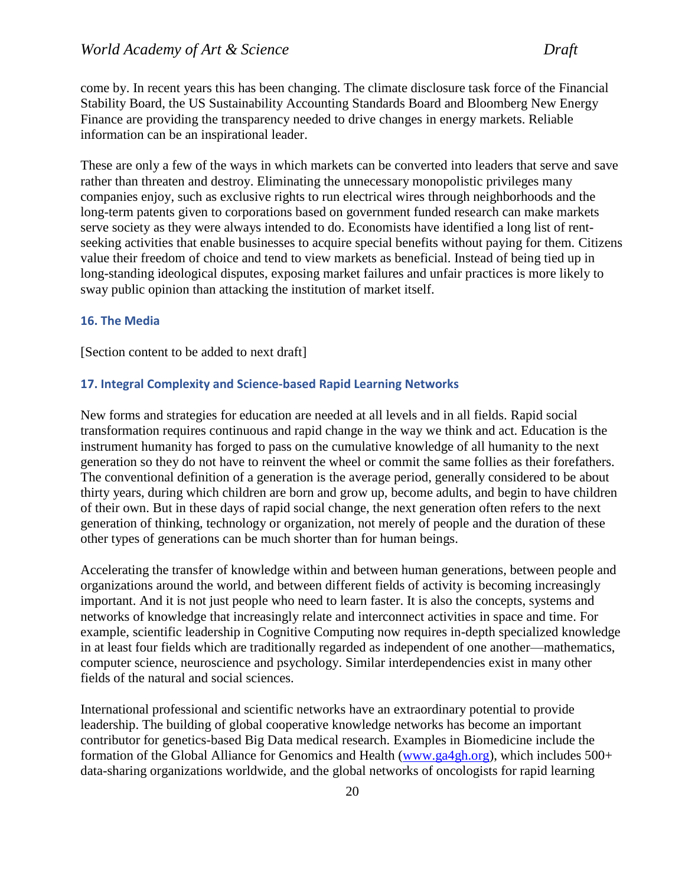come by. In recent years this has been changing. The climate disclosure task force of the Financial Stability Board, the US Sustainability Accounting Standards Board and Bloomberg New Energy Finance are providing the transparency needed to drive changes in energy markets. Reliable information can be an inspirational leader.

These are only a few of the ways in which markets can be converted into leaders that serve and save rather than threaten and destroy. Eliminating the unnecessary monopolistic privileges many companies enjoy, such as exclusive rights to run electrical wires through neighborhoods and the long-term patents given to corporations based on government funded research can make markets serve society as they were always intended to do. Economists have identified a long list of rent-seeking activities that enable businesses to acquire special benefits without paying for them. Citizens value their freedom of choice and tend to view markets as beneficial. Instead of being tied up in long-standing ideological disputes, exposing market failures and unfair practices is more likely to sway public opinion than attacking the institution of market itself.

### 16. The Media

[Section content to be added to next draft]

### 17. Integral Complexity and Science-based Rapid Learning Networks

New forms and strategies for education are needed at all levels and in all fields. Rapid social transformation requires continuous and rapid change in the way we think and act. Education is the instrument humanity has forged to pass on the cumulative knowledge of all humanity to the next generation so they do not have to reinvent the wheel or commit the same follies as their forefathers. The conventional definition of a generation is the average period, generally considered to be about thirty years, during which children are born and grow up, become adults, and begin to have children of their own. But in these days of rapid social change, the next generation often refers to the next generation of thinking, technology or organization, not merely of people and the duration of these other types of generations can be much shorter than for human beings.

Accelerating the transfer of knowledge within and between human generations, between people and organizations around the world, and between different fields of activity is becoming increasingly important. And it is not just people who need to learn faster. It is also the concepts, systems and networks of knowledge that increasingly relate and interconnect activities in space and time. For example, scientific leadership in Cognitive Computing now requires in-depth specialized knowledge in at least four fields which are traditionally regarded as independent of one another—mathematics, computer science, neuroscience and psychology. Similar interdependencies exist in many other fields of the natural and social sciences.

International professional and scientific networks have an extraordinary potential to provide leadership. The building of global cooperative knowledge networks has become an important contributor for genetics-based Big Data medical research. Examples in Biomedicine include the formation of the Global Alliance for Genomics and Health (www.ga4gh.org), which includes 500+ data-sharing organizations worldwide, and the global networks of oncologists for rapid learning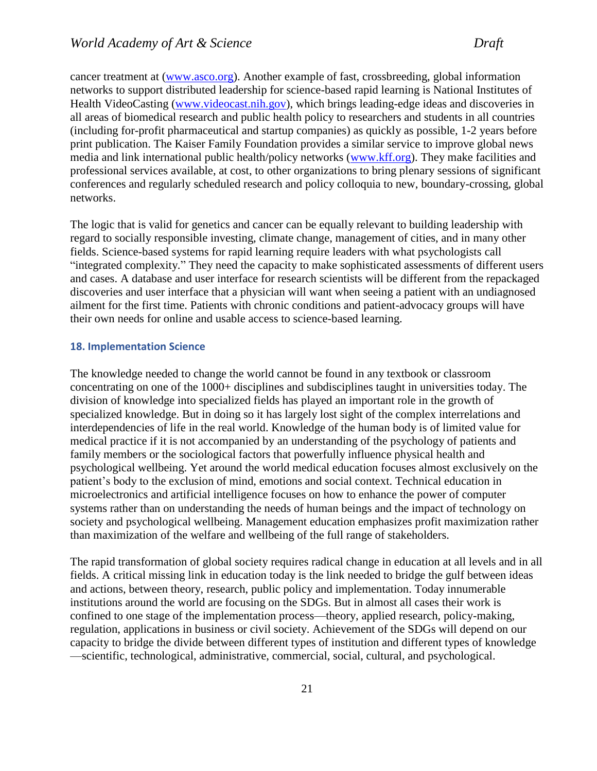cancer treatment at (www.asco.org). Another example of fast, crossbreeding, global information networks to support distributed leadership for science-based rapid learning is National Institutes of Health VideoCasting (www.videocast.nih.gov), which brings leading-edge ideas and discoveries in all areas of biomedical research and public health policy to researchers and students in all countries (including for-profit pharmaceutical and startup companies) as quickly as possible, 1-2 years before print publication. The Kaiser Family Foundation provides a similar service to improve global news media and link international public health/policy networks (www.kff.org). They make facilities and professional services available, at cost, to other organizations to bring plenary sessions of significant conferences and regularly scheduled research and policy colloquia to new, boundary-crossing, global networks.

The logic that is valid for genetics and cancer can be equally relevant to building leadership with regard to socially responsible investing, climate change, management of cities, and in many other fields. Science-based systems for rapid learning require leaders with what psychologists call "integrated complexity." They need the capacity to make sophisticated assessments of different users and cases. A database and user interface for research scientists will be different from the repackaged discoveries and user interface that a physician will want when seeing a patient with an undiagnosed ailment for the first time. Patients with chronic conditions and patient-advocacy groups will have their own needs for online and usable access to science-based learning.

### 18. Implementation Science

The knowledge needed to change the world cannot be found in any textbook or classroom concentrating on one of the 1000+ disciplines and subdisciplines taught in universities today. The division of knowledge into specialized fields has played an important role in the growth of specialized knowledge. But in doing so it has largely lost sight of the complex interrelations and interdependencies of life in the real world. Knowledge of the human body is of limited value for medical practice if it is not accompanied by an understanding of the psychology of patients and family members or the sociological factors that powerfully influence physical health and psychological wellbeing. Yet around the world medical education focuses almost exclusively on the patient's body to the exclusion of mind, emotions and social context. Technical education in microelectronics and artificial intelligence focuses on how to enhance the power of computer systems rather than on understanding the needs of human beings and the impact of technology on society and psychological wellbeing. Management education emphasizes profit maximization rather than maximization of the welfare and wellbeing of the full range of stakeholders.

The rapid transformation of global society requires radical change in education at all levels and in all fields. A critical missing link in education today is the link needed to bridge the gulf between ideas and actions, between theory, research, public policy and implementation. Today innumerable institutions around the world are focusing on the SDGs. But in almost all cases their work is confined to one stage of the implementation process—theory, applied research, policy-making, regulation, applications in business or civil society. Achievement of the SDGs will depend on our capacity to bridge the divide between different types of institution and different types of knowledge—scientific, technological, administrative, commercial, social, cultural, and psychological.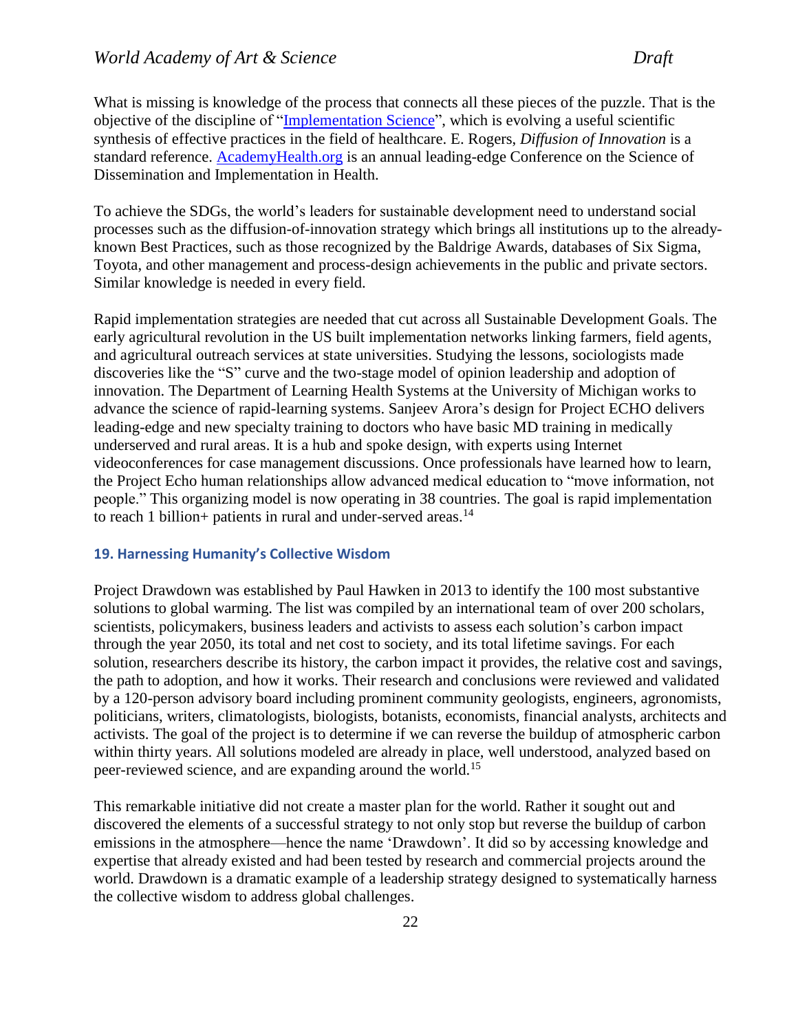What is missing is knowledge of the process that connects all these pieces of the puzzle. That is the objective of the discipline of "[Implementation Science](#)", which is evolving a useful scientific synthesis of effective practices in the field of healthcare. E. Rogers, *Diffusion of Innovation* is a standard reference. [AcademyHealth.org](#) is an annual leading-edge Conference on the Science of Dissemination and Implementation in Health.

To achieve the SDGs, the world's leaders for sustainable development need to understand social processes such as the diffusion-of-innovation strategy which brings all institutions up to the already-known Best Practices, such as those recognized by the Baldrige Awards, databases of Six Sigma, Toyota, and other management and process-design achievements in the public and private sectors. Similar knowledge is needed in every field.

Rapid implementation strategies are needed that cut across all Sustainable Development Goals. The early agricultural revolution in the US built implementation networks linking farmers, field agents, and agricultural outreach services at state universities. Studying the lessons, sociologists made discoveries like the "S" curve and the two-stage model of opinion leadership and adoption of innovation. The Department of Learning Health Systems at the University of Michigan works to advance the science of rapid-learning systems. Sanjeev Arora's design for Project ECHO delivers leading-edge and new specialty training to doctors who have basic MD training in medically underserved and rural areas. It is a hub and spoke design, with experts using Internet videoconferences for case management discussions. Once professionals have learned how to learn, the Project Echo human relationships allow advanced medical education to "move information, not people." This organizing model is now operating in 38 countries. The goal is rapid implementation to reach 1 billion+ patients in rural and under-served areas.[14]

### 19. Harnessing Humanity's Collective Wisdom

Project Drawdown was established by Paul Hawken in 2013 to identify the 100 most substantive solutions to global warming. The list was compiled by an international team of over 200 scholars, scientists, policymakers, business leaders and activists to assess each solution's carbon impact through the year 2050, its total and net cost to society, and its total lifetime savings. For each solution, researchers describe its history, the carbon impact it provides, the relative cost and savings, the path to adoption, and how it works. Their research and conclusions were reviewed and validated by a 120-person advisory board including prominent community geologists, engineers, agronomists, politicians, writers, climatologists, biologists, botanists, economists, financial analysts, architects and activists. The goal of the project is to determine if we can reverse the buildup of atmospheric carbon within thirty years. All solutions modeled are already in place, well understood, analyzed based on peer-reviewed science, and are expanding around the world.[15]

This remarkable initiative did not create a master plan for the world. Rather it sought out and discovered the elements of a successful strategy to not only stop but reverse the buildup of carbon emissions in the atmosphere—hence the name 'Drawdown'. It did so by accessing knowledge and expertise that already existed and had been tested by research and commercial projects around the world. Drawdown is a dramatic example of a leadership strategy designed to systematically harness the collective wisdom to address global challenges.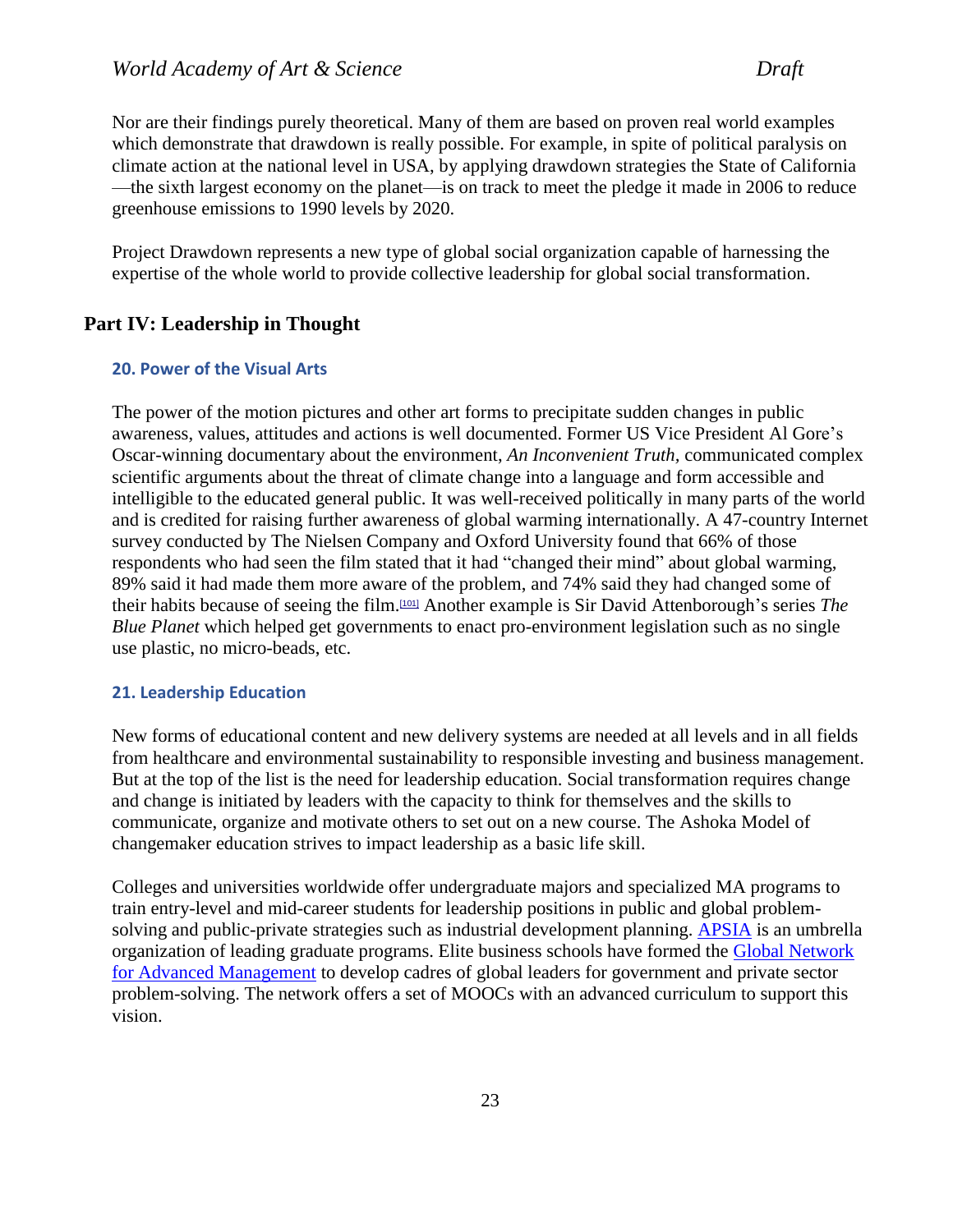Nor are their findings purely theoretical. Many of them are based on proven real world examples which demonstrate that drawdown is really possible. For example, in spite of political paralysis on climate action at the national level in USA, by applying drawdown strategies the State of California —the sixth largest economy on the planet—is on track to meet the pledge it made in 2006 to reduce greenhouse emissions to 1990 levels by 2020.

Project Drawdown represents a new type of global social organization capable of harnessing the expertise of the whole world to provide collective leadership for global social transformation.

## Part IV: Leadership in Thought

### 20. Power of the Visual Arts

The power of the motion pictures and other art forms to precipitate sudden changes in public awareness, values, attitudes and actions is well documented. Former US Vice President Al Gore's Oscar-winning documentary about the environment, *An Inconvenient Truth*, communicated complex scientific arguments about the threat of climate change into a language and form accessible and intelligible to the educated general public. It was well-received politically in many parts of the world and is credited for raising further awareness of global warming internationally. A 47-country Internet survey conducted by The Nielsen Company and Oxford University found that 66% of those respondents who had seen the film stated that it had "changed their mind" about global warming, 89% said it had made them more aware of the problem, and 74% said they had changed some of their habits because of seeing the film.[101] Another example is Sir David Attenborough's series *The Blue Planet* which helped get governments to enact pro-environment legislation such as no single use plastic, no micro-beads, etc.

### 21. Leadership Education

New forms of educational content and new delivery systems are needed at all levels and in all fields from healthcare and environmental sustainability to responsible investing and business management. But at the top of the list is the need for leadership education. Social transformation requires change and change is initiated by leaders with the capacity to think for themselves and the skills to communicate, organize and motivate others to set out on a new course. The Ashoka Model of changemaker education strives to impact leadership as a basic life skill.

Colleges and universities worldwide offer undergraduate majors and specialized MA programs to train entry-level and mid-career students for leadership positions in public and global problem-solving and public-private strategies such as industrial development planning. APSIA is an umbrella organization of leading graduate programs. Elite business schools have formed the Global Network for Advanced Management to develop cadres of global leaders for government and private sector problem-solving. The network offers a set of MOOCs with an advanced curriculum to support this vision.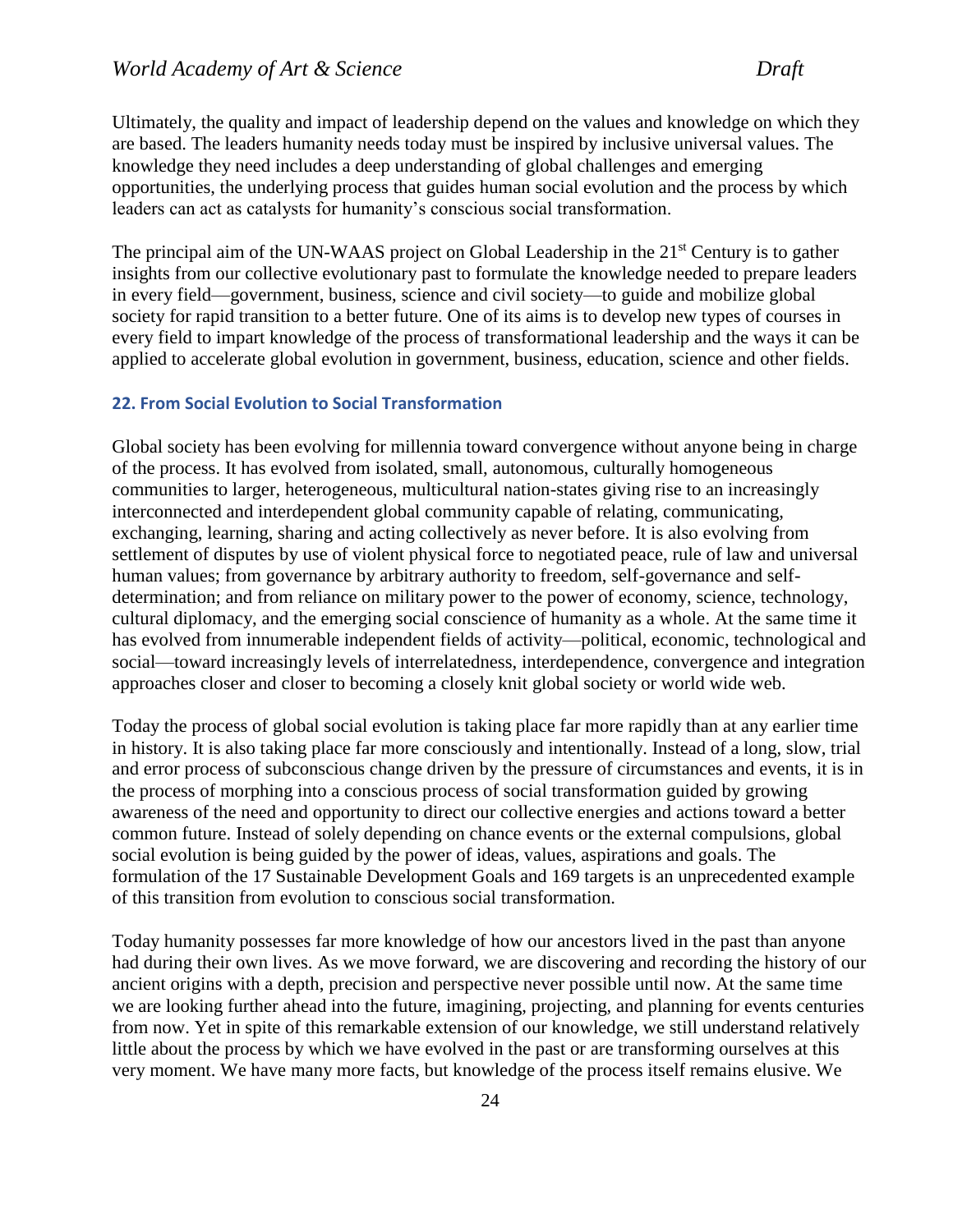Ultimately, the quality and impact of leadership depend on the values and knowledge on which they are based. The leaders humanity needs today must be inspired by inclusive universal values. The knowledge they need includes a deep understanding of global challenges and emerging opportunities, the underlying process that guides human social evolution and the process by which leaders can act as catalysts for humanity's conscious social transformation.

The principal aim of the UN-WAAS project on Global Leadership in the 21st Century is to gather insights from our collective evolutionary past to formulate the knowledge needed to prepare leaders in every field—government, business, science and civil society—to guide and mobilize global society for rapid transition to a better future. One of its aims is to develop new types of courses in every field to impart knowledge of the process of transformational leadership and the ways it can be applied to accelerate global evolution in government, business, education, science and other fields.

### 22. From Social Evolution to Social Transformation

Global society has been evolving for millennia toward convergence without anyone being in charge of the process. It has evolved from isolated, small, autonomous, culturally homogeneous communities to larger, heterogeneous, multicultural nation-states giving rise to an increasingly interconnected and interdependent global community capable of relating, communicating, exchanging, learning, sharing and acting collectively as never before. It is also evolving from settlement of disputes by use of violent physical force to negotiated peace, rule of law and universal human values; from governance by arbitrary authority to freedom, self-governance and self-determination; and from reliance on military power to the power of economy, science, technology, cultural diplomacy, and the emerging social conscience of humanity as a whole. At the same time it has evolved from innumerable independent fields of activity—political, economic, technological and social—toward increasingly levels of interrelatedness, interdependence, convergence and integration approaches closer and closer to becoming a closely knit global society or world wide web.

Today the process of global social evolution is taking place far more rapidly than at any earlier time in history. It is also taking place far more consciously and intentionally. Instead of a long, slow, trial and error process of subconscious change driven by the pressure of circumstances and events, it is in the process of morphing into a conscious process of social transformation guided by growing awareness of the need and opportunity to direct our collective energies and actions toward a better common future. Instead of solely depending on chance events or the external compulsions, global social evolution is being guided by the power of ideas, values, aspirations and goals. The formulation of the 17 Sustainable Development Goals and 169 targets is an unprecedented example of this transition from evolution to conscious social transformation.

Today humanity possesses far more knowledge of how our ancestors lived in the past than anyone had during their own lives. As we move forward, we are discovering and recording the history of our ancient origins with a depth, precision and perspective never possible until now. At the same time we are looking further ahead into the future, imagining, projecting, and planning for events centuries from now. Yet in spite of this remarkable extension of our knowledge, we still understand relatively little about the process by which we have evolved in the past or are transforming ourselves at this very moment. We have many more facts, but knowledge of the process itself remains elusive. We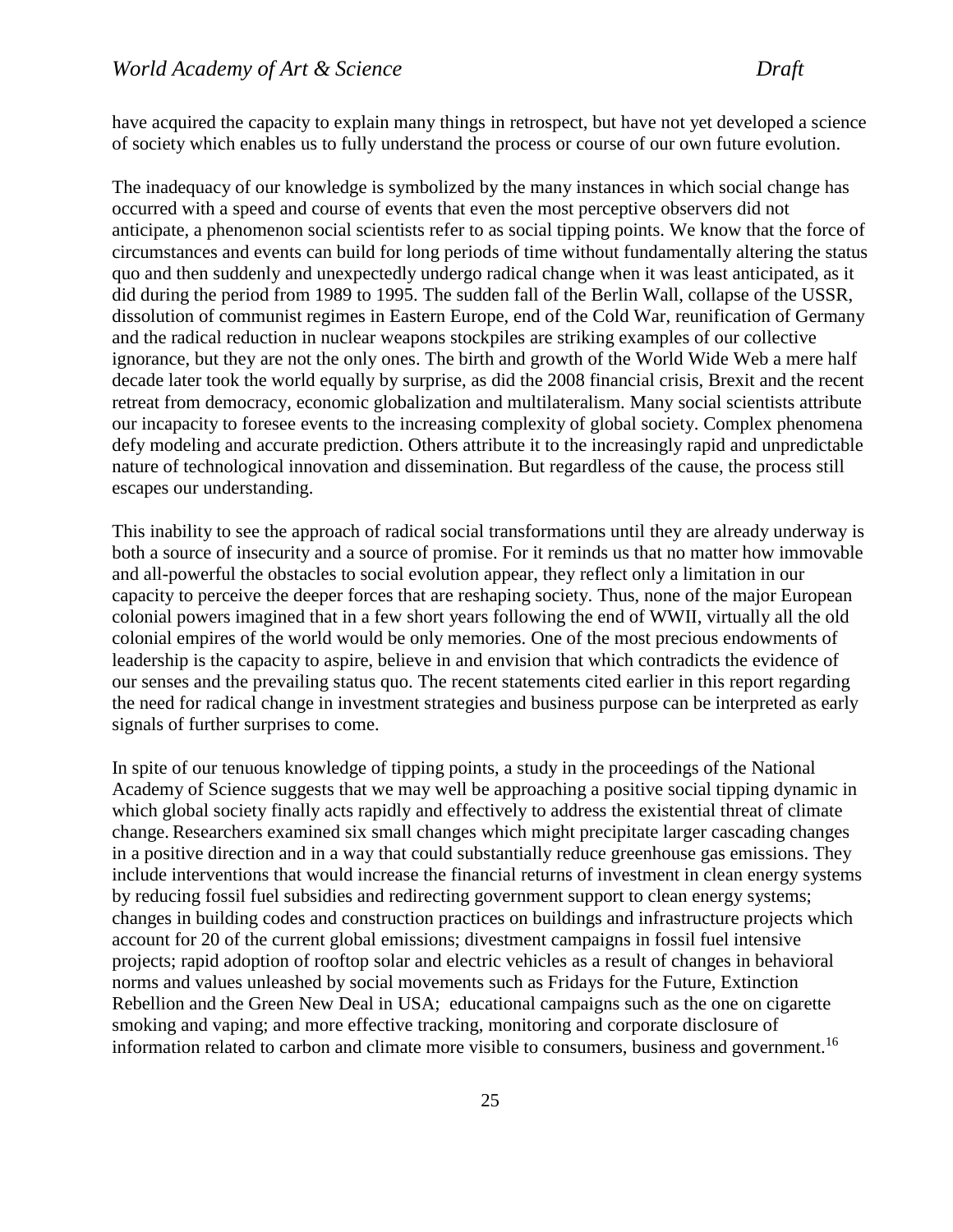have acquired the capacity to explain many things in retrospect, but have not yet developed a science of society which enables us to fully understand the process or course of our own future evolution.

The inadequacy of our knowledge is symbolized by the many instances in which social change has occurred with a speed and course of events that even the most perceptive observers did not anticipate, a phenomenon social scientists refer to as social tipping points. We know that the force of circumstances and events can build for long periods of time without fundamentally altering the status quo and then suddenly and unexpectedly undergo radical change when it was least anticipated, as it did during the period from 1989 to 1995. The sudden fall of the Berlin Wall, collapse of the USSR, dissolution of communist regimes in Eastern Europe, end of the Cold War, reunification of Germany and the radical reduction in nuclear weapons stockpiles are striking examples of our collective ignorance, but they are not the only ones. The birth and growth of the World Wide Web a mere half decade later took the world equally by surprise, as did the 2008 financial crisis, Brexit and the recent retreat from democracy, economic globalization and multilateralism. Many social scientists attribute our incapacity to foresee events to the increasing complexity of global society. Complex phenomena defy modeling and accurate prediction. Others attribute it to the increasingly rapid and unpredictable nature of technological innovation and dissemination. But regardless of the cause, the process still escapes our understanding.

This inability to see the approach of radical social transformations until they are already underway is both a source of insecurity and a source of promise. For it reminds us that no matter how immovable and all-powerful the obstacles to social evolution appear, they reflect only a limitation in our capacity to perceive the deeper forces that are reshaping society. Thus, none of the major European colonial powers imagined that in a few short years following the end of WWII, virtually all the old colonial empires of the world would be only memories. One of the most precious endowments of leadership is the capacity to aspire, believe in and envision that which contradicts the evidence of our senses and the prevailing status quo. The recent statements cited earlier in this report regarding the need for radical change in investment strategies and business purpose can be interpreted as early signals of further surprises to come.

In spite of our tenuous knowledge of tipping points, a study in the proceedings of the National Academy of Science suggests that we may well be approaching a positive social tipping dynamic in which global society finally acts rapidly and effectively to address the existential threat of climate change. Researchers examined six small changes which might precipitate larger cascading changes in a positive direction and in a way that could substantially reduce greenhouse gas emissions. They include interventions that would increase the financial returns of investment in clean energy systems by reducing fossil fuel subsidies and redirecting government support to clean energy systems; changes in building codes and construction practices on buildings and infrastructure projects which account for 20 of the current global emissions; divestment campaigns in fossil fuel intensive projects; rapid adoption of rooftop solar and electric vehicles as a result of changes in behavioral norms and values unleashed by social movements such as Fridays for the Future, Extinction Rebellion and the Green New Deal in USA; educational campaigns such as the one on cigarette smoking and vaping; and more effective tracking, monitoring and corporate disclosure of information related to carbon and climate more visible to consumers, business and government.[16]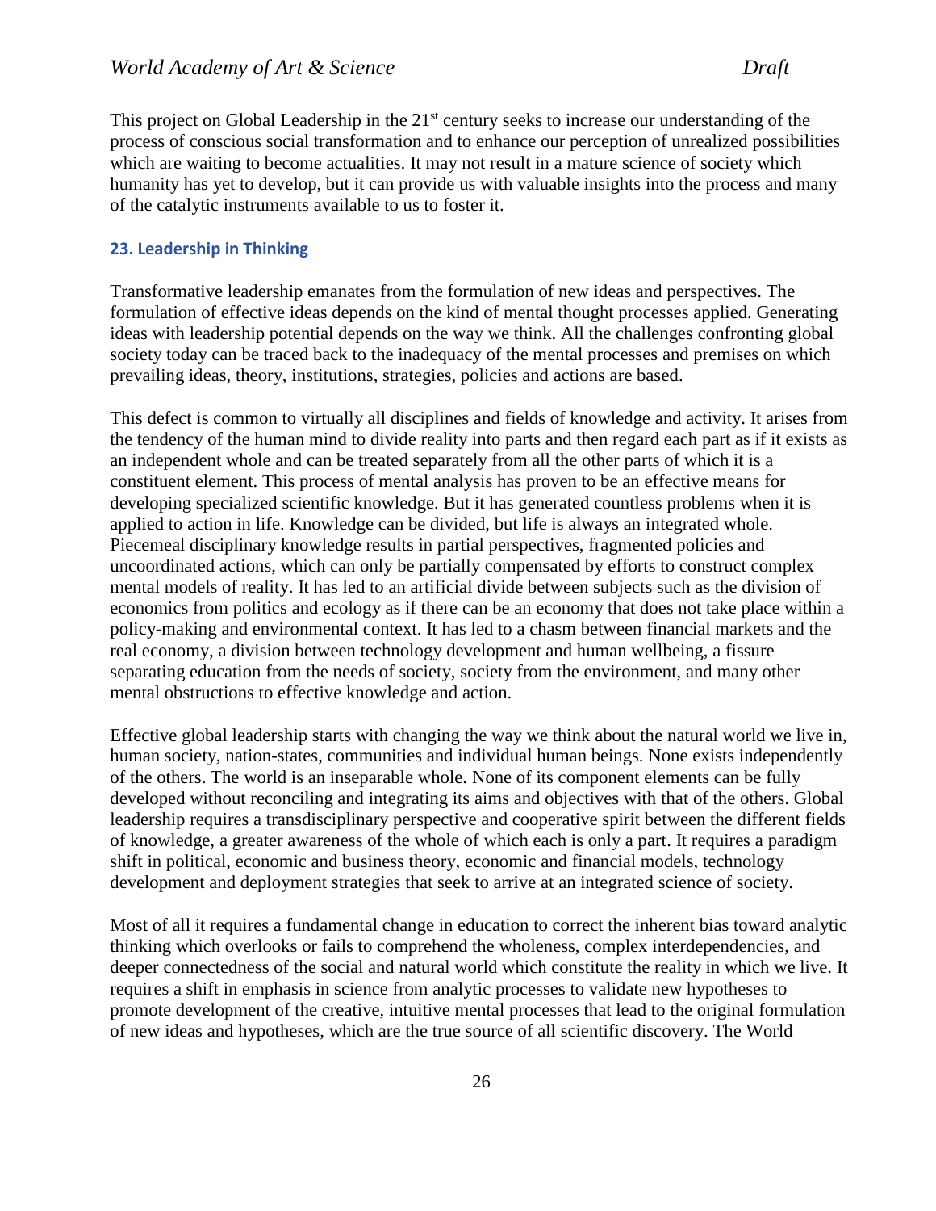This project on Global Leadership in the 21st century seeks to increase our understanding of the process of conscious social transformation and to enhance our perception of unrealized possibilities which are waiting to become actualities. It may not result in a mature science of society which humanity has yet to develop, but it can provide us with valuable insights into the process and many of the catalytic instruments available to us to foster it.

### 23. Leadership in Thinking

Transformative leadership emanates from the formulation of new ideas and perspectives. The formulation of effective ideas depends on the kind of mental thought processes applied. Generating ideas with leadership potential depends on the way we think. All the challenges confronting global society today can be traced back to the inadequacy of the mental processes and premises on which prevailing ideas, theory, institutions, strategies, policies and actions are based.

This defect is common to virtually all disciplines and fields of knowledge and activity. It arises from the tendency of the human mind to divide reality into parts and then regard each part as if it exists as an independent whole and can be treated separately from all the other parts of which it is a constituent element. This process of mental analysis has proven to be an effective means for developing specialized scientific knowledge. But it has generated countless problems when it is applied to action in life. Knowledge can be divided, but life is always an integrated whole. Piecemeal disciplinary knowledge results in partial perspectives, fragmented policies and uncoordinated actions, which can only be partially compensated by efforts to construct complex mental models of reality. It has led to an artificial divide between subjects such as the division of economics from politics and ecology as if there can be an economy that does not take place within a policy-making and environmental context. It has led to a chasm between financial markets and the real economy, a division between technology development and human wellbeing, a fissure separating education from the needs of society, society from the environment, and many other mental obstructions to effective knowledge and action.

Effective global leadership starts with changing the way we think about the natural world we live in, human society, nation-states, communities and individual human beings. None exists independently of the others. The world is an inseparable whole. None of its component elements can be fully developed without reconciling and integrating its aims and objectives with that of the others. Global leadership requires a transdisciplinary perspective and cooperative spirit between the different fields of knowledge, a greater awareness of the whole of which each is only a part. It requires a paradigm shift in political, economic and business theory, economic and financial models, technology development and deployment strategies that seek to arrive at an integrated science of society.

Most of all it requires a fundamental change in education to correct the inherent bias toward analytic thinking which overlooks or fails to comprehend the wholeness, complex interdependencies, and deeper connectedness of the social and natural world which constitute the reality in which we live. It requires a shift in emphasis in science from analytic processes to validate new hypotheses to promote development of the creative, intuitive mental processes that lead to the original formulation of new ideas and hypotheses, which are the true source of all scientific discovery. The World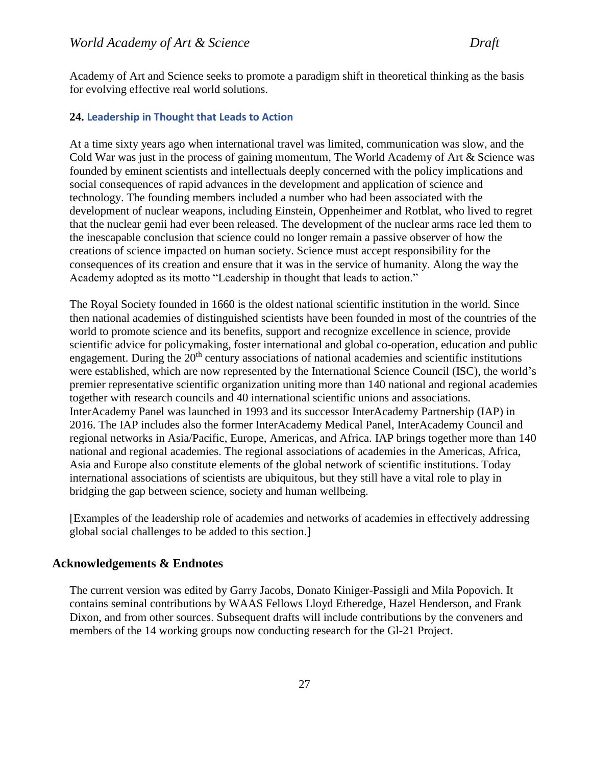Academy of Art and Science seeks to promote a paradigm shift in theoretical thinking as the basis for evolving effective real world solutions.

### 24. Leadership in Thought that Leads to Action

At a time sixty years ago when international travel was limited, communication was slow, and the Cold War was just in the process of gaining momentum, The World Academy of Art & Science was founded by eminent scientists and intellectuals deeply concerned with the policy implications and social consequences of rapid advances in the development and application of science and technology. The founding members included a number who had been associated with the development of nuclear weapons, including Einstein, Oppenheimer and Rotblat, who lived to regret that the nuclear genii had ever been released. The development of the nuclear arms race led them to the inescapable conclusion that science could no longer remain a passive observer of how the creations of science impacted on human society. Science must accept responsibility for the consequences of its creation and ensure that it was in the service of humanity. Along the way the Academy adopted as its motto "Leadership in thought that leads to action."

The Royal Society founded in 1660 is the oldest national scientific institution in the world. Since then national academies of distinguished scientists have been founded in most of the countries of the world to promote science and its benefits, support and recognize excellence in science, provide scientific advice for policymaking, foster international and global co-operation, education and public engagement. During the 20th century associations of national academies and scientific institutions were established, which are now represented by the International Science Council (ISC), the world's premier representative scientific organization uniting more than 140 national and regional academies together with research councils and 40 international scientific unions and associations. InterAcademy Panel was launched in 1993 and its successor InterAcademy Partnership (IAP) in 2016. The IAP includes also the former InterAcademy Medical Panel, InterAcademy Council and regional networks in Asia/Pacific, Europe, Americas, and Africa. IAP brings together more than 140 national and regional academies. The regional associations of academies in the Americas, Africa, Asia and Europe also constitute elements of the global network of scientific institutions. Today international associations of scientists are ubiquitous, but they still have a vital role to play in bridging the gap between science, society and human wellbeing.

[Examples of the leadership role of academies and networks of academies in effectively addressing global social challenges to be added to this section.]

## Acknowledgements & Endnotes

The current version was edited by Garry Jacobs, Donato Kiniger-Passigli and Mila Popovich. It contains seminal contributions by WAAS Fellows Lloyd Etheredge, Hazel Henderson, and Frank Dixon, and from other sources. Subsequent drafts will include contributions by the conveners and members of the 14 working groups now conducting research for the Gl-21 Project.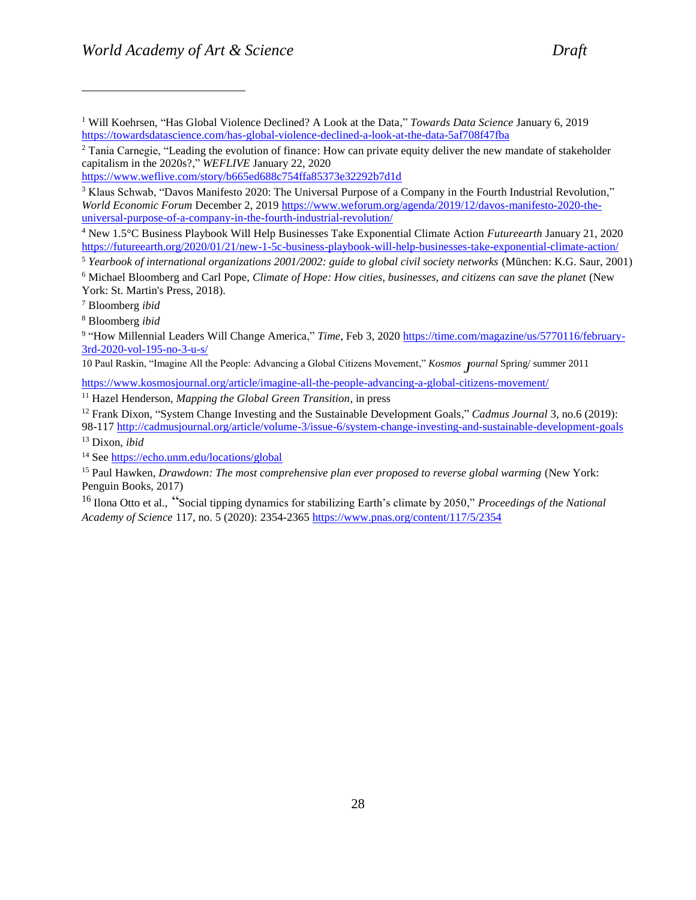[1] Will Koehrsen, "Has Global Violence Declined? A Look at the Data," *Towards Data Science* January 6, 2019 https://towardsdatascience.com/has-global-violence-declined-a-look-at-the-data-5af708f47fba

[2] Tania Carnegie, "Leading the evolution of finance: How can private equity deliver the new mandate of stakeholder capitalism in the 2020s?," *WEFLIVE* January 22, 2020 https://www.weflive.com/story/b665ed688c754ffa85373e32292b7d1d

[3] Klaus Schwab, "Davos Manifesto 2020: The Universal Purpose of a Company in the Fourth Industrial Revolution," *World Economic Forum* December 2, 2019 https://www.weforum.org/agenda/2019/12/davos-manifesto-2020-the-universal-purpose-of-a-company-in-the-fourth-industrial-revolution/

[4] New 1.5°C Business Playbook Will Help Businesses Take Exponential Climate Action *Futureearth* January 21, 2020 https://futureearth.org/2020/01/21/new-1-5c-business-playbook-will-help-businesses-take-exponential-climate-action/

[5] *Yearbook of international organizations 2001/2002: guide to global civil society networks* (München: K.G. Saur, 2001)

[6] Michael Bloomberg and Carl Pope, *Climate of Hope: How cities, businesses, and citizens can save the planet* (New York: St. Martin's Press, 2018).

[7] Bloomberg *ibid*

[8] Bloomberg *ibid*

[9] "How Millennial Leaders Will Change America," *Time*, Feb 3, 2020 https://time.com/magazine/us/5770116/february-3rd-2020-vol-195-no-3-u-s/

10 Paul Raskin, "Imagine All the People: Advancing a Global Citizens Movement," *Kosmos Journal* Spring/ summer 2011 https://www.kosmosjournal.org/article/imagine-all-the-people-advancing-a-global-citizens-movement/

[11] Hazel Henderson, *Mapping the Global Green Transition*, in press

[12] Frank Dixon, "System Change Investing and the Sustainable Development Goals," *Cadmus Journal* 3, no.6 (2019): 98-117 http://cadmusjournal.org/article/volume-3/issue-6/system-change-investing-and-sustainable-development-goals

[13] Dixon, *ibid*

[14] See https://echo.unm.edu/locations/global

[15] Paul Hawken, *Drawdown: The most comprehensive plan ever proposed to reverse global warming* (New York: Penguin Books, 2017)

[16] Ilona Otto et al., "Social tipping dynamics for stabilizing Earth's climate by 2050," *Proceedings of the National Academy of Science* 117, no. 5 (2020): 2354-2365 https://www.pnas.org/content/117/5/2354